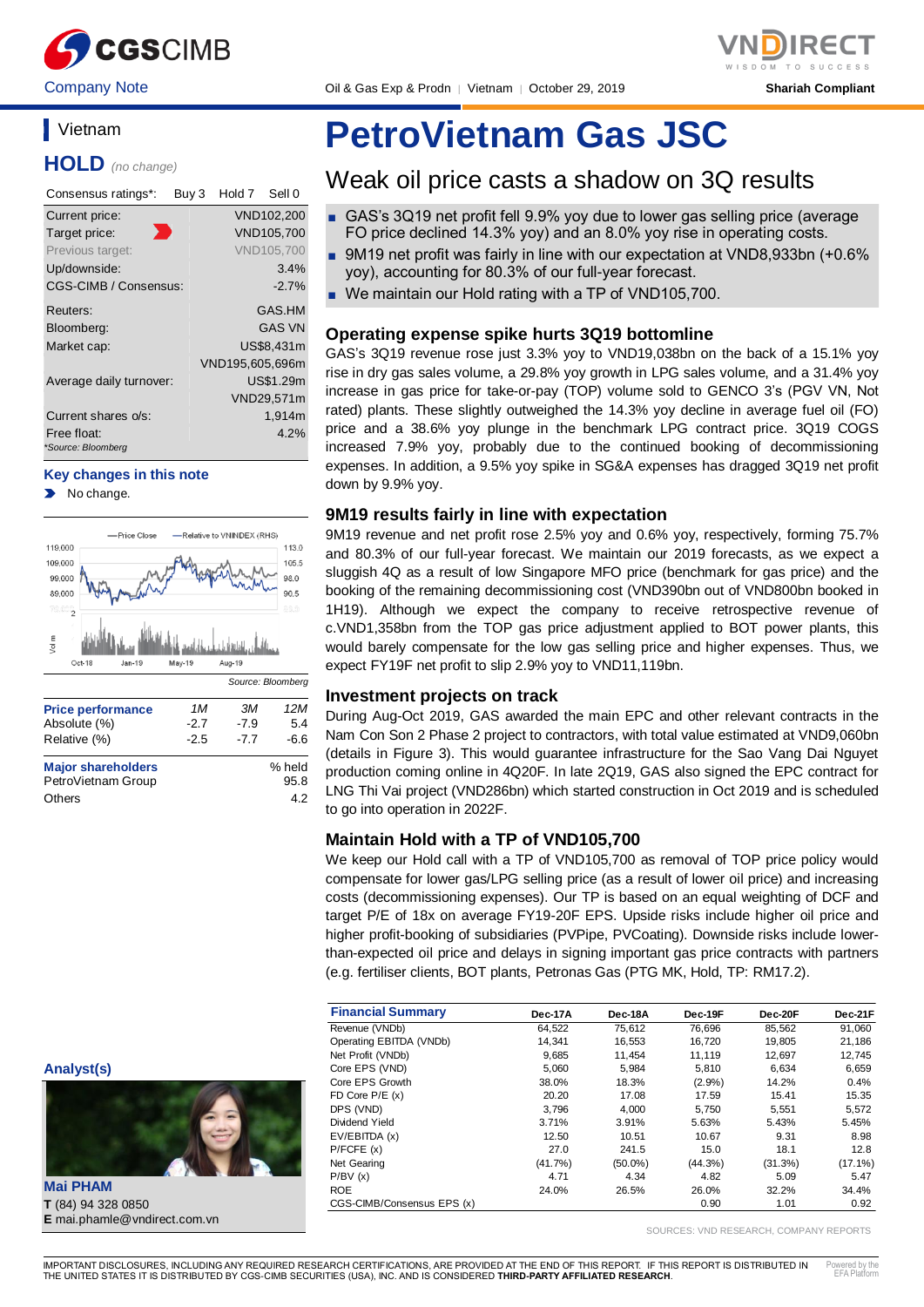CGSCIMB | VNDIRECT

Company Note | Oil & Gas Exp & Prodn | Vietnam | October 29, 2019 | Shariah Compliant

# PetroVietnam Gas JSC

## Weak oil price casts a shadow on 3Q results

- GAS's 3Q19 net profit fell 9.9% yoy due to lower gas selling price (average FO price declined 14.3% yoy) and an 8.0% yoy rise in operating costs.
- 9M19 net profit was fairly in line with our expectation at VND8,933bn (+0.6% yoy), accounting for 80.3% of our full-year forecast.
- We maintain our Hold rating with a TP of VND105,700.

### Operating expense spike hurts 3Q19 bottomline

GAS's 3Q19 revenue rose just 3.3% yoy to VND19,038bn on the back of a 15.1% yoy rise in dry gas sales volume, a 29.8% yoy growth in LPG sales volume, and a 31.4% yoy increase in gas price for take-or-pay (TOP) volume sold to GENCO 3's (PGV VN, Not rated) plants. These slightly outweighed the 14.3% yoy decline in average fuel oil (FO) price and a 38.6% yoy plunge in the benchmark LPG contract price. 3Q19 COGS increased 7.9% yoy, probably due to the continued booking of decommissioning expenses. In addition, a 9.5% yoy spike in SG&A expenses has dragged 3Q19 net profit down by 9.9% yoy.

### 9M19 results fairly in line with expectation

9M19 revenue and net profit rose 2.5% yoy and 0.6% yoy, respectively, forming 75.7% and 80.3% of our full-year forecast. We maintain our 2019 forecasts, as we expect a sluggish 4Q as a result of low Singapore MFO price (benchmark for gas price) and the booking of the remaining decommissioning cost (VND390bn out of VND800bn booked in 1H19). Although we expect the company to receive retrospective revenue of c.VND1,358bn from the TOP gas price adjustment applied to BOT power plants, this would barely compensate for the low gas selling price and higher expenses. Thus, we expect FY19F net profit to slip 2.9% yoy to VND11,119bn.

### Investment projects on track

During Aug-Oct 2019, GAS awarded the main EPC and other relevant contracts in the Nam Con Son 2 Phase 2 project to contractors, with total value estimated at VND9,060bn (details in Figure 3). This would guarantee infrastructure for the Sao Vang Dai Nguyet production coming online in 4Q20F. In late 2Q19, GAS also signed the EPC contract for LNG Thi Vai project (VND286bn) which started construction in Oct 2019 and is scheduled to go into operation in 2022F.

### Maintain Hold with a TP of VND105,700

We keep our Hold call with a TP of VND105,700 as removal of TOP price policy would compensate for lower gas/LPG selling price (as a result of lower oil price) and increasing costs (decommissioning expenses). Our TP is based on an equal weighting of DCF and target P/E of 18x on average FY19-20F EPS. Upside risks include higher oil price and higher profit-booking of subsidiaries (PVPipe, PVCoating). Downside risks include lower-than-expected oil price and delays in signing important gas price contracts with partners (e.g. fertiliser clients, BOT plants, Petronas Gas (PTG MK, Hold, TP: RM17.2).

| Financial Summary | Dec-17A | Dec-18A | Dec-19F | Dec-20F | Dec-21F |
|---|---|---|---|---|---|
| Revenue (VNDb) | 64,522 | 75,612 | 76,696 | 85,562 | 91,060 |
| Operating EBITDA (VNDb) | 14,341 | 16,553 | 16,720 | 19,805 | 21,186 |
| Net Profit (VNDb) | 9,685 | 11,454 | 11,119 | 12,697 | 12,745 |
| Core EPS (VND) | 5,060 | 5,984 | 5,810 | 6,634 | 6,659 |
| Core EPS Growth | 38.0% | 18.3% | (2.9%) | 14.2% | 0.4% |
| FD Core P/E (x) | 20.20 | 17.08 | 17.59 | 15.41 | 15.35 |
| DPS (VND) | 3,796 | 4,000 | 5,750 | 5,551 | 5,572 |
| Dividend Yield | 3.71% | 3.91% | 5.63% | 5.43% | 5.45% |
| EV/EBITDA (x) | 12.50 | 10.51 | 10.67 | 9.31 | 8.98 |
| P/FCFE (x) | 27.0 | 241.5 | 15.0 | 18.1 | 12.8 |
| Net Gearing | (41.7%) | (50.0%) | (44.3%) | (31.3%) | (17.1%) |
| P/BV (x) | 4.71 | 4.34 | 4.82 | 5.09 | 5.47 |
| ROE | 24.0% | 26.5% | 26.0% | 32.2% | 34.4% |
| CGS-CIMB/Consensus EPS (x) | | | 0.90 | 1.01 | 0.92 |

SOURCES: VND RESEARCH, COMPANY REPORTS

## Vietnam

**HOLD** *(no change)*

| Consensus ratings*: | Buy 3 | Hold 7 | Sell 0 |
|---|---|---|---|

| | |
|---|---|
| Current price: | VND102,200 |
| Target price: | VND105,700 |
| Previous target: | VND105,700 |
| Up/downside: | 3.4% |
| CGS-CIMB / Consensus: | -2.7% |
| Reuters: | GAS.HM |
| Bloomberg: | GAS VN |
| Market cap: | US$8,431m |
| | VND195,605,696m |
| Average daily turnover: | US$1.29m |
| | VND29,571m |
| Current shares o/s: | 1,914m |
| Free float: | 4.2% |

*Source: Bloomberg

**Key changes in this note**

- No change.

Source: Bloomberg

| Price performance | 1M | 3M | 12M |
|---|---|---|---|
| Absolute (%) | -2.7 | -7.9 | 5.4 |
| Relative (%) | -2.5 | -7.7 | -6.6 |

| Major shareholders | % held |
|---|---|
| PetroVietnam Group | 95.8 |
| Others | 4.2 |

**Analyst(s)**

**Mai PHAM**
**T** (84) 94 328 0850
**E** mai.phamle@vndirect.com.vn

IMPORTANT DISCLOSURES, INCLUDING ANY REQUIRED RESEARCH CERTIFICATIONS, ARE PROVIDED AT THE END OF THIS REPORT. IF THIS REPORT IS DISTRIBUTED IN THE UNITED STATES IT IS DISTRIBUTED BY CGS-CIMB SECURITIES (USA), INC. AND IS CONSIDERED **THIRD-PARTY AFFILIATED RESEARCH**.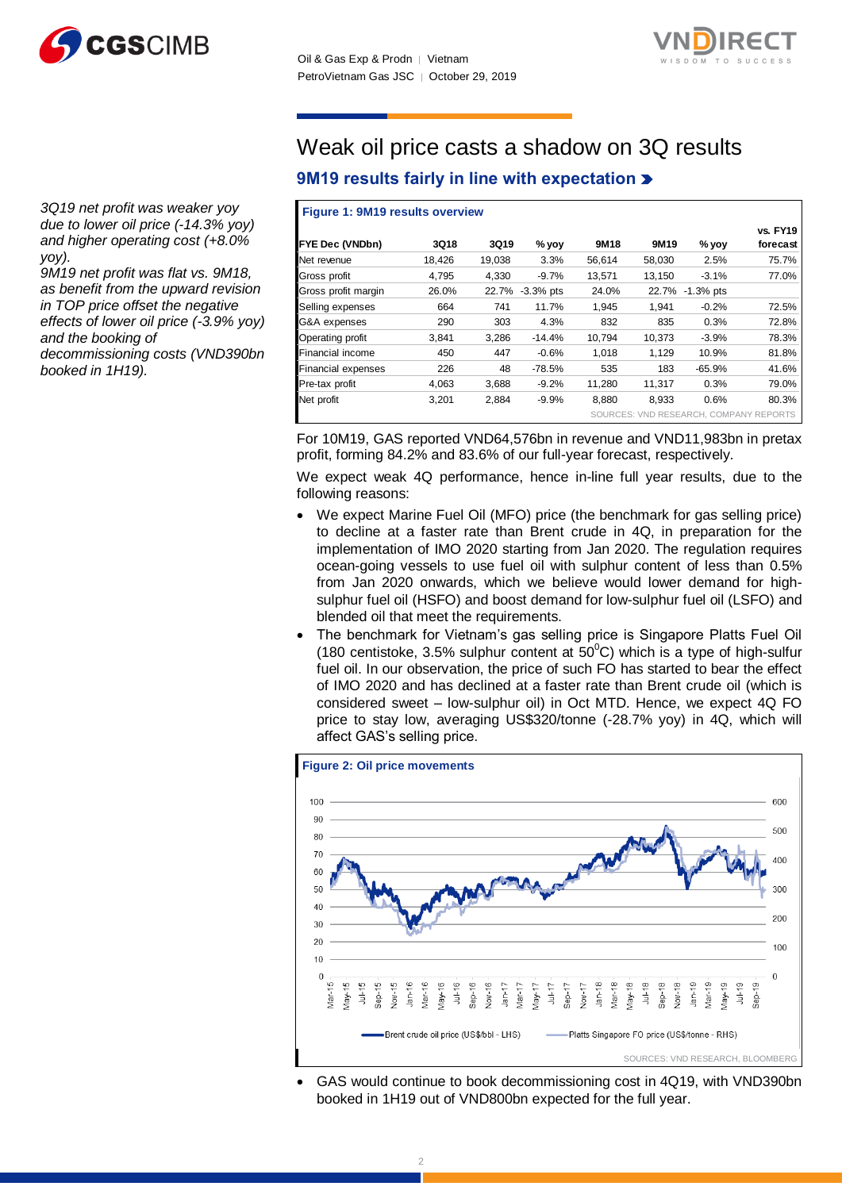# Weak oil price casts a shadow on 3Q results

## 9M19 results fairly in line with expectation

*3Q19 net profit was weaker yoy due to lower oil price (-14.3% yoy) and higher operating cost (+8.0% yoy).*

*9M19 net profit was flat vs. 9M18, as benefit from the upward revision in TOP price offset the negative effects of lower oil price (-3.9% yoy) and the booking of decommissioning costs (VND390bn booked in 1H19).*

**Figure 1: 9M19 results overview**

| FYE Dec (VNDbn) | 3Q18 | 3Q19 | % yoy | 9M18 | 9M19 | % yoy | vs. FY19 forecast |
|---|---|---|---|---|---|---|---|
| Net revenue | 18,426 | 19,038 | 3.3% | 56,614 | 58,030 | 2.5% | 75.7% |
| Gross profit | 4,795 | 4,330 | -9.7% | 13,571 | 13,150 | -3.1% | 77.0% |
| Gross profit margin | 26.0% | 22.7% | -3.3% pts | 24.0% | 22.7% | -1.3% pts | |
| Selling expenses | 664 | 741 | 11.7% | 1,945 | 1,941 | -0.2% | 72.5% |
| G&A expenses | 290 | 303 | 4.3% | 832 | 835 | 0.3% | 72.8% |
| Operating profit | 3,841 | 3,286 | -14.4% | 10,794 | 10,373 | -3.9% | 78.3% |
| Financial income | 450 | 447 | -0.6% | 1,018 | 1,129 | 10.9% | 81.8% |
| Financial expenses | 226 | 48 | -78.5% | 535 | 183 | -65.9% | 41.6% |
| Pre-tax profit | 4,063 | 3,688 | -9.2% | 11,280 | 11,317 | 0.3% | 79.0% |
| Net profit | 3,201 | 2,884 | -9.9% | 8,880 | 8,933 | 0.6% | 80.3% |

SOURCES: VND RESEARCH, COMPANY REPORTS

For 10M19, GAS reported VND64,576bn in revenue and VND11,983bn in pretax profit, forming 84.2% and 83.6% of our full-year forecast, respectively.

We expect weak 4Q performance, hence in-line full year results, due to the following reasons:

- We expect Marine Fuel Oil (MFO) price (the benchmark for gas selling price) to decline at a faster rate than Brent crude in 4Q, in preparation for the implementation of IMO 2020 starting from Jan 2020. The regulation requires ocean-going vessels to use fuel oil with sulphur content of less than 0.5% from Jan 2020 onwards, which we believe would lower demand for high-sulphur fuel oil (HSFO) and boost demand for low-sulphur fuel oil (LSFO) and blended oil that meet the requirements.
- The benchmark for Vietnam's gas selling price is Singapore Platts Fuel Oil (180 centistoke, 3.5% sulphur content at $50^0$C) which is a type of high-sulfur fuel oil. In our observation, the price of such FO has started to bear the effect of IMO 2020 and has declined at a faster rate than Brent crude oil (which is considered sweet – low-sulphur oil) in Oct MTD. Hence, we expect 4Q FO price to stay low, averaging US$320/tonne (-28.7% yoy) in 4Q, which will affect GAS's selling price.

**Figure 2: Oil price movements**

Brent crude oil price (US$/bbl - LHS) — Platts Singapore FO price (US$/tonne - RHS)

SOURCES: VND RESEARCH, BLOOMBERG

- GAS would continue to book decommissioning cost in 4Q19, with VND390bn booked in 1H19 out of VND800bn expected for the full year.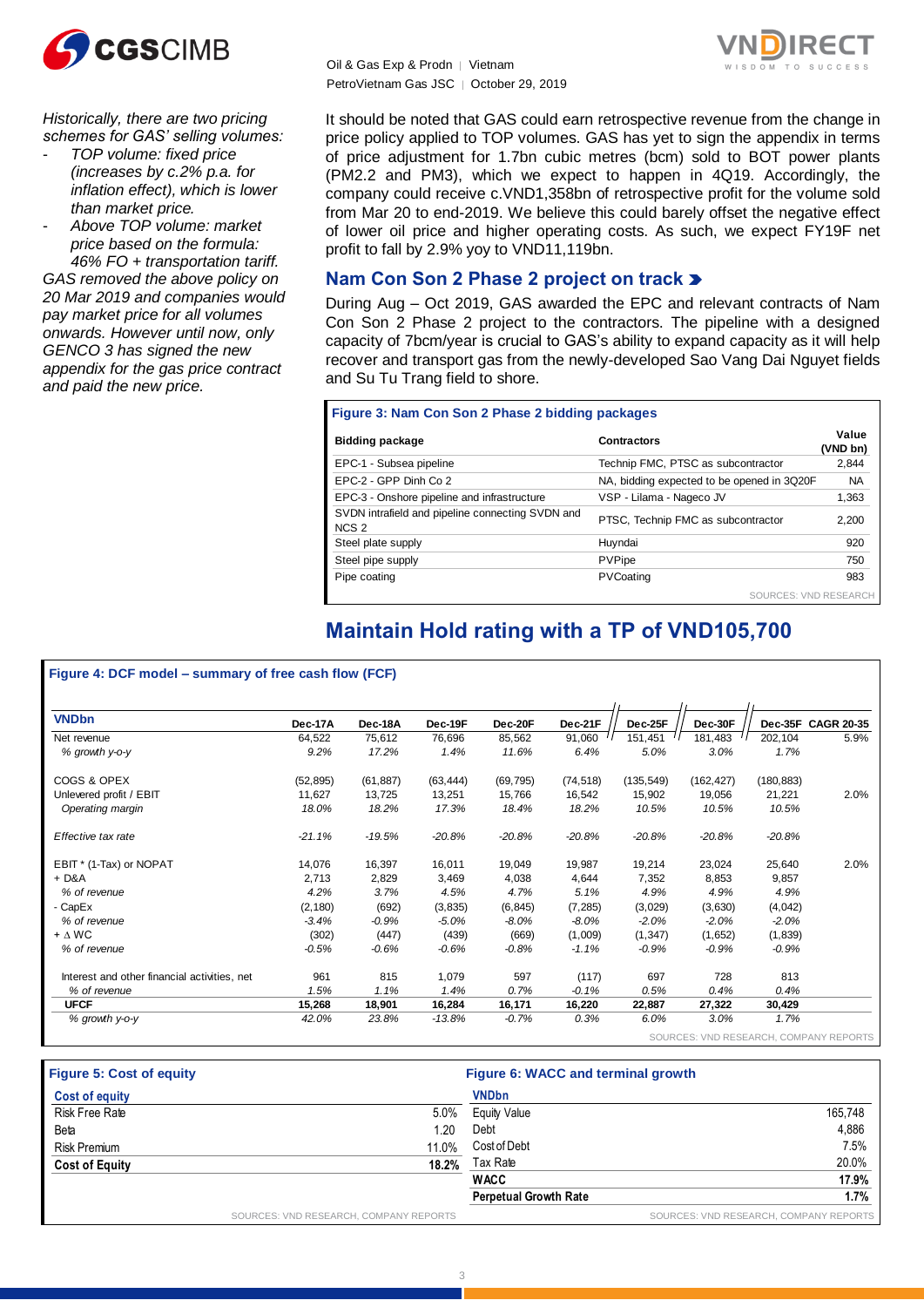*Historically, there are two pricing schemes for GAS' selling volumes:*

- *TOP volume: fixed price (increases by c.2% p.a. for inflation effect), which is lower than market price.*
- *Above TOP volume: market price based on the formula: 46% FO + transportation tariff.*

*GAS removed the above policy on 20 Mar 2019 and companies would pay market price for all volumes onwards. However until now, only GENCO 3 has signed the new appendix for the gas price contract and paid the new price.*

It should be noted that GAS could earn retrospective revenue from the change in price policy applied to TOP volumes. GAS has yet to sign the appendix in terms of price adjustment for 1.7bn cubic metres (bcm) sold to BOT power plants (PM2.2 and PM3), which we expect to happen in 4Q19. Accordingly, the company could receive c.VND1,358bn of retrospective profit for the volume sold from Mar 20 to end-2019. We believe this could barely offset the negative effect of lower oil price and higher operating costs. As such, we expect FY19F net profit to fall by 2.9% yoy to VND11,119bn.

## Nam Con Son 2 Phase 2 project on track

During Aug – Oct 2019, GAS awarded the EPC and relevant contracts of Nam Con Son 2 Phase 2 project to the contractors. The pipeline with a designed capacity of 7bcm/year is crucial to GAS's ability to expand capacity as it will help recover and transport gas from the newly-developed Sao Vang Dai Nguyet fields and Su Tu Trang field to shore.

**Figure 3: Nam Con Son 2 Phase 2 bidding packages**

| Bidding package | Contractors | Value (VND bn) |
|---|---|---|
| EPC-1 - Subsea pipeline | Technip FMC, PTSC as subcontractor | 2,844 |
| EPC-2 - GPP Dinh Co 2 | NA, bidding expected to be opened in 3Q20F | NA |
| EPC-3 - Onshore pipeline and infrastructure | VSP - Lilama - Nageco JV | 1,363 |
| SVDN intrafield and pipeline connecting SVDN and NCS 2 | PTSC, Technip FMC as subcontractor | 2,200 |
| Steel plate supply | Huyndai | 920 |
| Steel pipe supply | PVPipe | 750 |
| Pipe coating | PVCoating | 983 |

SOURCES: VND RESEARCH

## Maintain Hold rating with a TP of VND105,700

**Figure 4: DCF model – summary of free cash flow (FCF)**

| VNDbn | Dec-17A | Dec-18A | Dec-19F | Dec-20F | Dec-21F | Dec-25F | Dec-30F | Dec-35F | CAGR 20-35 |
|---|---|---|---|---|---|---|---|---|---|
| Net revenue | 64,522 | 75,612 | 76,696 | 85,562 | 91,060 | 151,451 | 181,483 | 202,104 | 5.9% |
| *% growth y-o-y* | *9.2%* | *17.2%* | *1.4%* | *11.6%* | *6.4%* | *5.0%* | *3.0%* | *1.7%* | |
| COGS & OPEX | (52,895) | (61,887) | (63,444) | (69,795) | (74,518) | (135,549) | (162,427) | (180,883) | |
| Unlevered profit / EBIT | 11,627 | 13,725 | 13,251 | 15,766 | 16,542 | 15,902 | 19,056 | 21,221 | 2.0% |
| *Operating margin* | *18.0%* | *18.2%* | *17.3%* | *18.4%* | *18.2%* | *10.5%* | *10.5%* | *10.5%* | |
| *Effective tax rate* | *-21.1%* | *-19.5%* | *-20.8%* | *-20.8%* | *-20.8%* | *-20.8%* | *-20.8%* | *-20.8%* | |
| EBIT * (1-Tax) or NOPAT | 14,076 | 16,397 | 16,011 | 19,049 | 19,987 | 19,214 | 23,024 | 25,640 | 2.0% |
| + D&A | 2,713 | 2,829 | 3,469 | 4,038 | 4,644 | 7,352 | 8,853 | 9,857 | |
| *% of revenue* | *4.2%* | *3.7%* | *4.5%* | *4.7%* | *5.1%* | *4.9%* | *4.9%* | *4.9%* | |
| - CapEx | (2,180) | (692) | (3,835) | (6,845) | (7,285) | (3,029) | (3,630) | (4,042) | |
| *% of revenue* | *-3.4%* | *-0.9%* | *-5.0%* | *-8.0%* | *-8.0%* | *-2.0%* | *-2.0%* | *-2.0%* | |
| + ∆ WC | (302) | (447) | (439) | (669) | (1,009) | (1,347) | (1,652) | (1,839) | |
| *% of revenue* | *-0.5%* | *-0.6%* | *-0.6%* | *-0.8%* | *-1.1%* | *-0.9%* | *-0.9%* | *-0.9%* | |
| Interest and other financial activities, net | 961 | 815 | 1,079 | 597 | (117) | 697 | 728 | 813 | |
| *% of revenue* | *1.5%* | *1.1%* | *1.4%* | *0.7%* | *-0.1%* | *0.5%* | *0.4%* | *0.4%* | |
| **UFCF** | **15,268** | **18,901** | **16,284** | **16,171** | **16,220** | **22,887** | **27,322** | **30,429** | |
| *% growth y-o-y* | *42.0%* | *23.8%* | *-13.8%* | *-0.7%* | *0.3%* | *6.0%* | *3.0%* | *1.7%* | |

SOURCES: VND RESEARCH, COMPANY REPORTS

**Figure 5: Cost of equity**

| Cost of equity | |
|---|---|
| Risk Free Rate | 5.0% |
| Beta | 1.20 |
| Risk Premium | 11.0% |
| **Cost of Equity** | **18.2%** |

SOURCES: VND RESEARCH, COMPANY REPORTS

**Figure 6: WACC and terminal growth**

| VNDbn | |
|---|---|
| Equity Value | 165,748 |
| Debt | 4,886 |
| Cost of Debt | 7.5% |
| Tax Rate | 20.0% |
| **WACC** | **17.9%** |
| **Perpetual Growth Rate** | **1.7%** |

SOURCES: VND RESEARCH, COMPANY REPORTS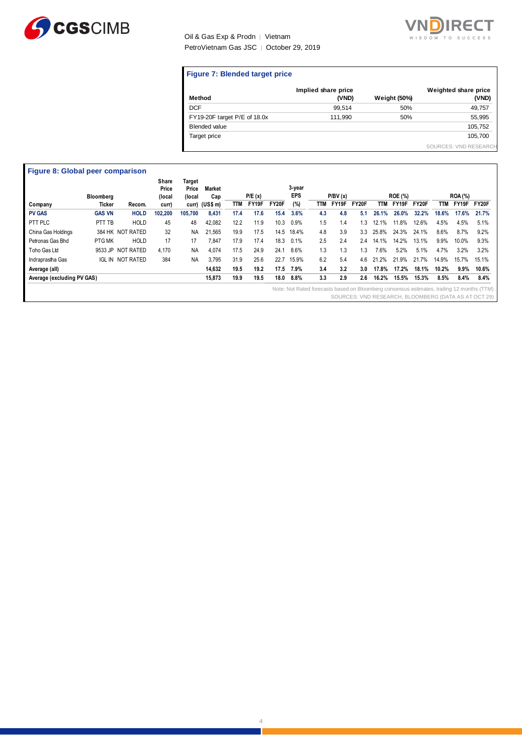### Figure 7: Blended target price

| Method | Implied share price (VND) | Weight (50%) | Weighted share price (VND) |
|---|---|---|---|
| DCF | 99,514 | 50% | 49,757 |
| FY19-20F target P/E of 18.0x | 111,990 | 50% | 55,995 |
| Blended value | | | 105,752 |
| Target price | | | 105,700 |

SOURCES: VND RESEARCH

### Figure 8: Global peer comparison

| Company | Bloomberg Ticker | Recom. | Share Price (local curr) | Target Price (local curr) | Market Cap (US$ m) | P/E (x) TTM | P/E (x) FY19F | P/E (x) FY20F | 3-year EPS (%) | P/BV (x) TTM | P/BV (x) FY19F | P/BV (x) FY20F | ROE (%) TTM | ROE (%) FY19F | ROE (%) FY20F | ROA (%) TTM | ROA (%) FY19F | ROA (%) FY20F |
|---|---|---|---|---|---|---|---|---|---|---|---|---|---|---|---|---|---|---|
| **PV GAS** | **GAS VN** | **HOLD** | **102,200** | **105,700** | **8,431** | **17.4** | **17.6** | **15.4** | **3.6%** | **4.3** | **4.8** | **5.1** | **26.1%** | **26.0%** | **32.2%** | **18.6%** | **17.6%** | **21.7%** |
| PTT PLC | PTT TB | HOLD | 45 | 48 | 42,082 | 12.2 | 11.9 | 10.3 | 0.9% | 1.5 | 1.4 | 1.3 | 12.1% | 11.8% | 12.6% | 4.5% | 4.5% | 5.1% |
| China Gas Holdings | 384 HK | NOT RATED | 32 | NA | 21,565 | 19.9 | 17.5 | 14.5 | 18.4% | 4.8 | 3.9 | 3.3 | 25.8% | 24.3% | 24.1% | 8.6% | 8.7% | 9.2% |
| Petronas Gas Bhd | PTG MK | HOLD | 17 | 17 | 7,847 | 17.9 | 17.4 | 18.3 | 0.1% | 2.5 | 2.4 | 2.4 | 14.1% | 14.2% | 13.1% | 9.9% | 10.0% | 9.3% |
| Toho Gas Ltd | 9533 JP | NOT RATED | 4,170 | NA | 4,074 | 17.5 | 24.9 | 24.1 | 8.6% | 1.3 | 1.3 | 1.3 | 7.6% | 5.2% | 5.1% | 4.7% | 3.2% | 3.2% |
| Indraprastha Gas | IGL IN | NOT RATED | 384 | NA | 3,795 | 31.9 | 25.6 | 22.7 | 15.9% | 6.2 | 5.4 | 4.6 | 21.2% | 21.9% | 21.7% | 14.9% | 15.7% | 15.1% |
| **Average (all)** | | | | | **14,632** | **19.5** | **19.2** | **17.5** | **7.9%** | **3.4** | **3.2** | **3.0** | **17.8%** | **17.2%** | **18.1%** | **10.2%** | **9.9%** | **10.6%** |
| **Average (excluding PV GAS)** | | | | | **15,873** | **19.9** | **19.5** | **18.0** | **8.8%** | **3.3** | **2.9** | **2.6** | **16.2%** | **15.5%** | **15.3%** | **8.5%** | **8.4%** | **8.4%** |

Note: Not Rated forecasts based on Bloomberg consensus estimates, trailing 12 months (TTM)

SOURCES: VND RESEARCH, BLOOMBERG (DATA AS AT OCT 29)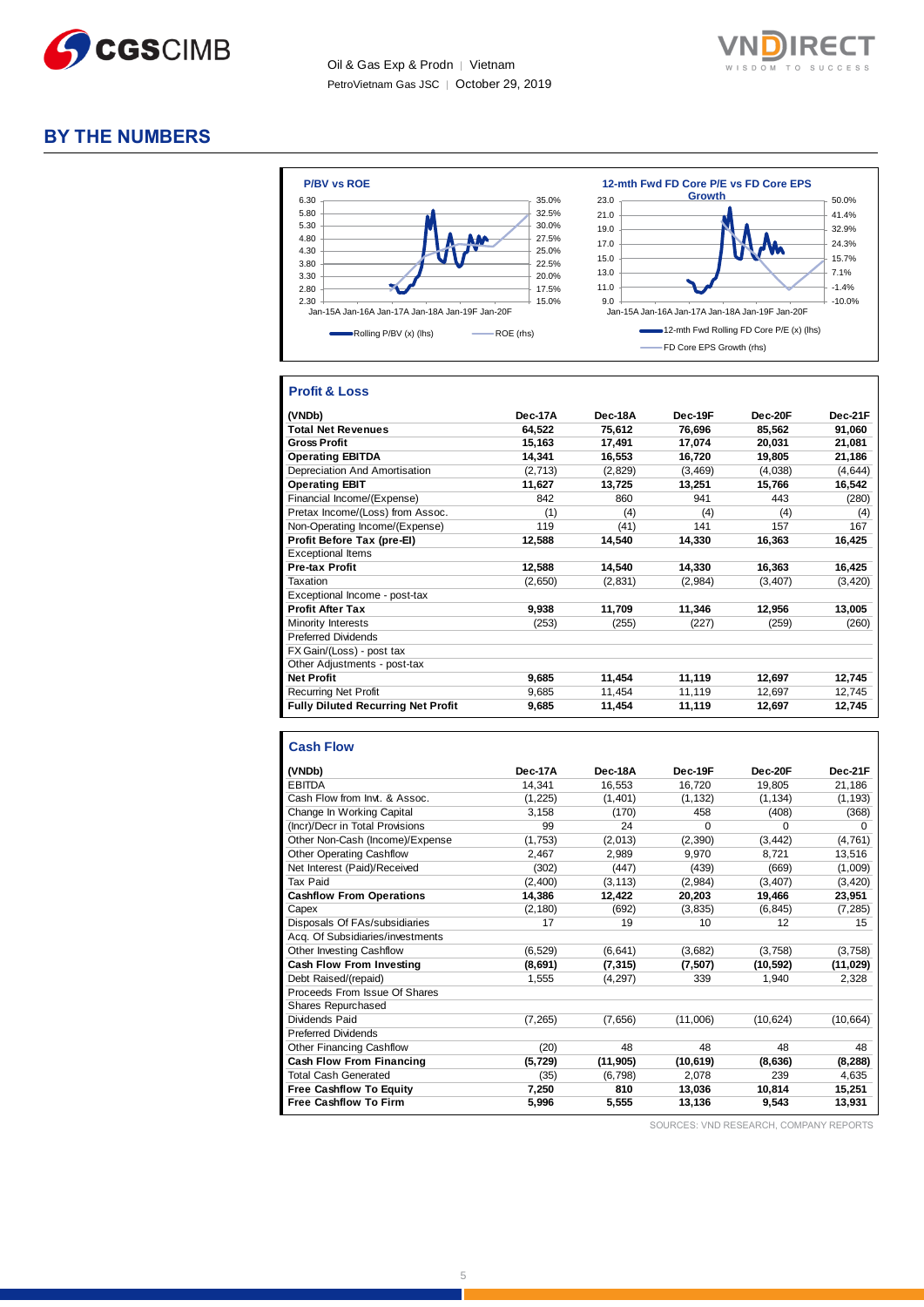## BY THE NUMBERS

**P/BV vs ROE**

Rolling P/BV (x) (lhs) — ROE (rhs)

**12-mth Fwd FD Core P/E vs FD Core EPS Growth**

12-mth Fwd Rolling FD Core P/E (x) (lhs) — FD Core EPS Growth (rhs)

### Profit & Loss

| (VNDb) | Dec-17A | Dec-18A | Dec-19F | Dec-20F | Dec-21F |
|---|---|---|---|---|---|
| **Total Net Revenues** | **64,522** | **75,612** | **76,696** | **85,562** | **91,060** |
| **Gross Profit** | **15,163** | **17,491** | **17,074** | **20,031** | **21,081** |
| **Operating EBITDA** | **14,341** | **16,553** | **16,720** | **19,805** | **21,186** |
| Depreciation And Amortisation | (2,713) | (2,829) | (3,469) | (4,038) | (4,644) |
| **Operating EBIT** | **11,627** | **13,725** | **13,251** | **15,766** | **16,542** |
| Financial Income/(Expense) | 842 | 860 | 941 | 443 | (280) |
| Pretax Income/(Loss) from Assoc. | (1) | (4) | (4) | (4) | (4) |
| Non-Operating Income/(Expense) | 119 | (41) | 141 | 157 | 167 |
| **Profit Before Tax (pre-EI)** | **12,588** | **14,540** | **14,330** | **16,363** | **16,425** |
| Exceptional Items | | | | | |
| **Pre-tax Profit** | **12,588** | **14,540** | **14,330** | **16,363** | **16,425** |
| Taxation | (2,650) | (2,831) | (2,984) | (3,407) | (3,420) |
| Exceptional Income - post-tax | | | | | |
| **Profit After Tax** | **9,938** | **11,709** | **11,346** | **12,956** | **13,005** |
| Minority Interests | (253) | (255) | (227) | (259) | (260) |
| Preferred Dividends | | | | | |
| FX Gain/(Loss) - post tax | | | | | |
| Other Adjustments - post-tax | | | | | |
| **Net Profit** | **9,685** | **11,454** | **11,119** | **12,697** | **12,745** |
| Recurring Net Profit | 9,685 | 11,454 | 11,119 | 12,697 | 12,745 |
| **Fully Diluted Recurring Net Profit** | **9,685** | **11,454** | **11,119** | **12,697** | **12,745** |

### Cash Flow

| (VNDb) | Dec-17A | Dec-18A | Dec-19F | Dec-20F | Dec-21F |
|---|---|---|---|---|---|
| EBITDA | 14,341 | 16,553 | 16,720 | 19,805 | 21,186 |
| Cash Flow from Invt. & Assoc. | (1,225) | (1,401) | (1,132) | (1,134) | (1,193) |
| Change In Working Capital | 3,158 | (170) | 458 | (408) | (368) |
| (Incr)/Decr in Total Provisions | 99 | 24 | 0 | 0 | 0 |
| Other Non-Cash (Income)/Expense | (1,753) | (2,013) | (2,390) | (3,442) | (4,761) |
| Other Operating Cashflow | 2,467 | 2,989 | 9,970 | 8,721 | 13,516 |
| Net Interest (Paid)/Received | (302) | (447) | (439) | (669) | (1,009) |
| Tax Paid | (2,400) | (3,113) | (2,984) | (3,407) | (3,420) |
| **Cashflow From Operations** | **14,386** | **12,422** | **20,203** | **19,466** | **23,951** |
| Capex | (2,180) | (692) | (3,835) | (6,845) | (7,285) |
| Disposals Of FAs/subsidiaries | 17 | 19 | 10 | 12 | 15 |
| Acq. Of Subsidiaries/investments | | | | | |
| Other Investing Cashflow | (6,529) | (6,641) | (3,682) | (3,758) | (3,758) |
| **Cash Flow From Investing** | **(8,691)** | **(7,315)** | **(7,507)** | **(10,592)** | **(11,029)** |
| Debt Raised/(repaid) | 1,555 | (4,297) | 339 | 1,940 | 2,328 |
| Proceeds From Issue Of Shares | | | | | |
| Shares Repurchased | | | | | |
| Dividends Paid | (7,265) | (7,656) | (11,006) | (10,624) | (10,664) |
| Preferred Dividends | | | | | |
| Other Financing Cashflow | (20) | 48 | 48 | 48 | 48 |
| **Cash Flow From Financing** | **(5,729)** | **(11,905)** | **(10,619)** | **(8,636)** | **(8,288)** |
| Total Cash Generated | (35) | (6,798) | 2,078 | 239 | 4,635 |
| **Free Cashflow To Equity** | **7,250** | **810** | **13,036** | **10,814** | **15,251** |
| **Free Cashflow To Firm** | **5,996** | **5,555** | **13,136** | **9,543** | **13,931** |

SOURCES: VND RESEARCH, COMPANY REPORTS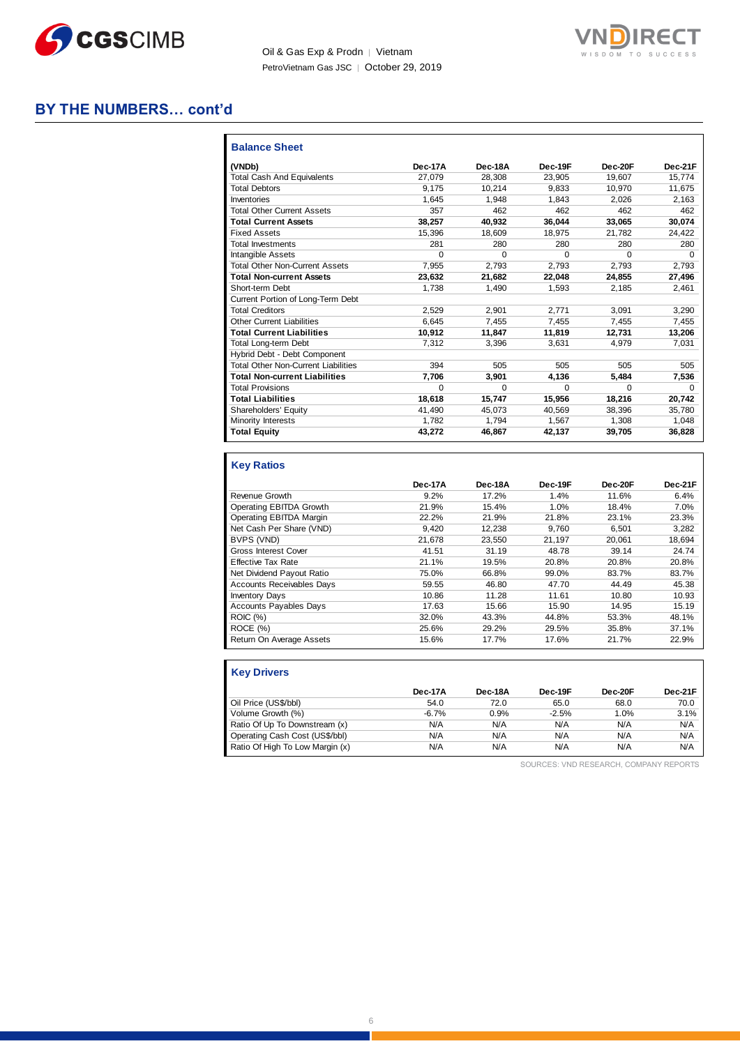# BY THE NUMBERS… cont'd

### Balance Sheet

| (VNDb) | Dec-17A | Dec-18A | Dec-19F | Dec-20F | Dec-21F |
|---|---|---|---|---|---|
| Total Cash And Equivalents | 27,079 | 28,308 | 23,905 | 19,607 | 15,774 |
| Total Debtors | 9,175 | 10,214 | 9,833 | 10,970 | 11,675 |
| Inventories | 1,645 | 1,948 | 1,843 | 2,026 | 2,163 |
| Total Other Current Assets | 357 | 462 | 462 | 462 | 462 |
| **Total Current Assets** | **38,257** | **40,932** | **36,044** | **33,065** | **30,074** |
| Fixed Assets | 15,396 | 18,609 | 18,975 | 21,782 | 24,422 |
| Total Investments | 281 | 280 | 280 | 280 | 280 |
| Intangible Assets | 0 | 0 | 0 | 0 | 0 |
| Total Other Non-Current Assets | 7,955 | 2,793 | 2,793 | 2,793 | 2,793 |
| **Total Non-current Assets** | **23,632** | **21,682** | **22,048** | **24,855** | **27,496** |
| Short-term Debt | 1,738 | 1,490 | 1,593 | 2,185 | 2,461 |
| Current Portion of Long-Term Debt | | | | | |
| Total Creditors | 2,529 | 2,901 | 2,771 | 3,091 | 3,290 |
| Other Current Liabilities | 6,645 | 7,455 | 7,455 | 7,455 | 7,455 |
| **Total Current Liabilities** | **10,912** | **11,847** | **11,819** | **12,731** | **13,206** |
| Total Long-term Debt | 7,312 | 3,396 | 3,631 | 4,979 | 7,031 |
| Hybrid Debt - Debt Component | | | | | |
| Total Other Non-Current Liabilities | 394 | 505 | 505 | 505 | 505 |
| **Total Non-current Liabilities** | **7,706** | **3,901** | **4,136** | **5,484** | **7,536** |
| Total Provisions | 0 | 0 | 0 | 0 | 0 |
| **Total Liabilities** | **18,618** | **15,747** | **15,956** | **18,216** | **20,742** |
| Shareholders' Equity | 41,490 | 45,073 | 40,569 | 38,396 | 35,780 |
| Minority Interests | 1,782 | 1,794 | 1,567 | 1,308 | 1,048 |
| **Total Equity** | **43,272** | **46,867** | **42,137** | **39,705** | **36,828** |

### Key Ratios

| | Dec-17A | Dec-18A | Dec-19F | Dec-20F | Dec-21F |
|---|---|---|---|---|---|
| Revenue Growth | 9.2% | 17.2% | 1.4% | 11.6% | 6.4% |
| Operating EBITDA Growth | 21.9% | 15.4% | 1.0% | 18.4% | 7.0% |
| Operating EBITDA Margin | 22.2% | 21.9% | 21.8% | 23.1% | 23.3% |
| Net Cash Per Share (VND) | 9,420 | 12,238 | 9,760 | 6,501 | 3,282 |
| BVPS (VND) | 21,678 | 23,550 | 21,197 | 20,061 | 18,694 |
| Gross Interest Cover | 41.51 | 31.19 | 48.78 | 39.14 | 24.74 |
| Effective Tax Rate | 21.1% | 19.5% | 20.8% | 20.8% | 20.8% |
| Net Dividend Payout Ratio | 75.0% | 66.8% | 99.0% | 83.7% | 83.7% |
| Accounts Receivables Days | 59.55 | 46.80 | 47.70 | 44.49 | 45.38 |
| Inventory Days | 10.86 | 11.28 | 11.61 | 10.80 | 10.93 |
| Accounts Payables Days | 17.63 | 15.66 | 15.90 | 14.95 | 15.19 |
| ROIC (%) | 32.0% | 43.3% | 44.8% | 53.3% | 48.1% |
| ROCE (%) | 25.6% | 29.2% | 29.5% | 35.8% | 37.1% |
| Return On Average Assets | 15.6% | 17.7% | 17.6% | 21.7% | 22.9% |

### Key Drivers

| | Dec-17A | Dec-18A | Dec-19F | Dec-20F | Dec-21F |
|---|---|---|---|---|---|
| Oil Price (US$/bbl) | 54.0 | 72.0 | 65.0 | 68.0 | 70.0 |
| Volume Growth (%) | -6.7% | 0.9% | -2.5% | 1.0% | 3.1% |
| Ratio Of Up To Downstream (x) | N/A | N/A | N/A | N/A | N/A |
| Operating Cash Cost (US$/bbl) | N/A | N/A | N/A | N/A | N/A |
| Ratio Of High To Low Margin (x) | N/A | N/A | N/A | N/A | N/A |

SOURCES: VND RESEARCH, COMPANY REPORTS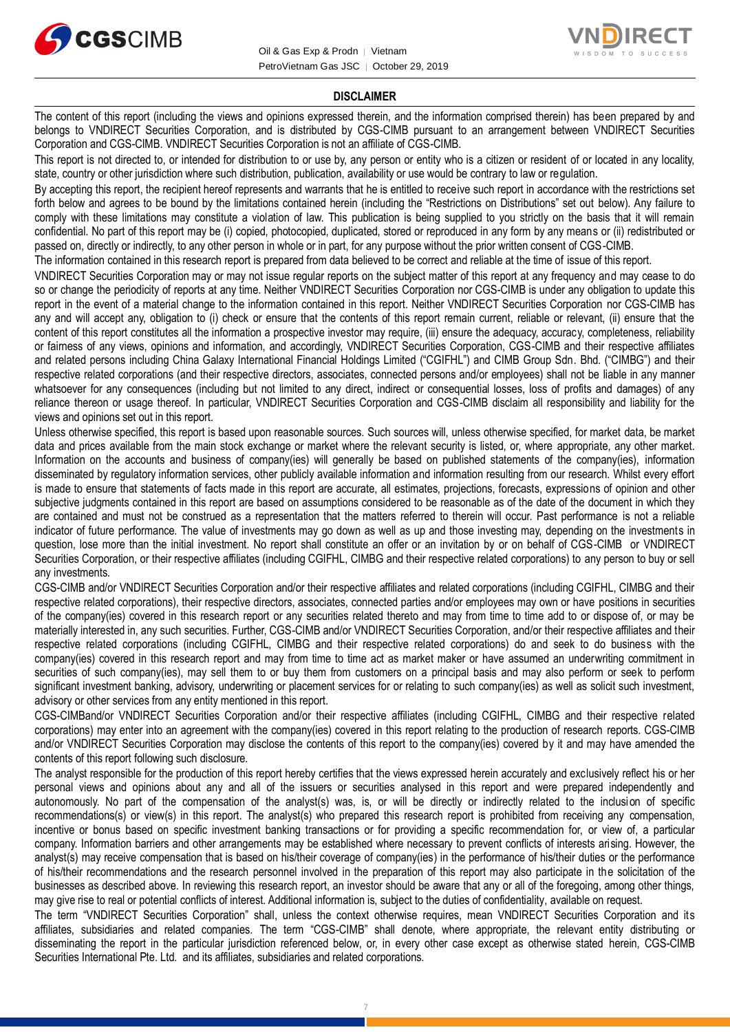## DISCLAIMER

The content of this report (including the views and opinions expressed therein, and the information comprised therein) has been prepared by and belongs to VNDIRECT Securities Corporation, and is distributed by CGS-CIMB pursuant to an arrangement between VNDIRECT Securities Corporation and CGS-CIMB. VNDIRECT Securities Corporation is not an affiliate of CGS-CIMB.

This report is not directed to, or intended for distribution to or use by, any person or entity who is a citizen or resident of or located in any locality, state, country or other jurisdiction where such distribution, publication, availability or use would be contrary to law or regulation.

By accepting this report, the recipient hereof represents and warrants that he is entitled to receive such report in accordance with the restrictions set forth below and agrees to be bound by the limitations contained herein (including the "Restrictions on Distributions" set out below). Any failure to comply with these limitations may constitute a violation of law. This publication is being supplied to you strictly on the basis that it will remain confidential. No part of this report may be (i) copied, photocopied, duplicated, stored or reproduced in any form by any means or (ii) redistributed or passed on, directly or indirectly, to any other person in whole or in part, for any purpose without the prior written consent of CGS-CIMB.

The information contained in this research report is prepared from data believed to be correct and reliable at the time of issue of this report.

VNDIRECT Securities Corporation may or may not issue regular reports on the subject matter of this report at any frequency and may cease to do so or change the periodicity of reports at any time. Neither VNDIRECT Securities Corporation nor CGS-CIMB is under any obligation to update this report in the event of a material change to the information contained in this report. Neither VNDIRECT Securities Corporation nor CGS-CIMB has any and will accept any, obligation to (i) check or ensure that the contents of this report remain current, reliable or relevant, (ii) ensure that the content of this report constitutes all the information a prospective investor may require, (iii) ensure the adequacy, accuracy, completeness, reliability or fairness of any views, opinions and information, and accordingly, VNDIRECT Securities Corporation, CGS-CIMB and their respective affiliates and related persons including China Galaxy International Financial Holdings Limited ("CGIFHL") and CIMB Group Sdn. Bhd. ("CIMBG") and their respective related corporations (and their respective directors, associates, connected persons and/or employees) shall not be liable in any manner whatsoever for any consequences (including but not limited to any direct, indirect or consequential losses, loss of profits and damages) of any reliance thereon or usage thereof. In particular, VNDIRECT Securities Corporation and CGS-CIMB disclaim all responsibility and liability for the views and opinions set out in this report.

Unless otherwise specified, this report is based upon reasonable sources. Such sources will, unless otherwise specified, for market data, be market data and prices available from the main stock exchange or market where the relevant security is listed, or, where appropriate, any other market. Information on the accounts and business of company(ies) will generally be based on published statements of the company(ies), information disseminated by regulatory information services, other publicly available information and information resulting from our research. Whilst every effort is made to ensure that statements of facts made in this report are accurate, all estimates, projections, forecasts, expressions of opinion and other subjective judgments contained in this report are based on assumptions considered to be reasonable as of the date of the document in which they are contained and must not be construed as a representation that the matters referred to therein will occur. Past performance is not a reliable indicator of future performance. The value of investments may go down as well as up and those investing may, depending on the investments in question, lose more than the initial investment. No report shall constitute an offer or an invitation by or on behalf of CGS-CIMB or VNDIRECT Securities Corporation, or their respective affiliates (including CGIFHL, CIMBG and their respective related corporations) to any person to buy or sell any investments.

CGS-CIMB and/or VNDIRECT Securities Corporation and/or their respective affiliates and related corporations (including CGIFHL, CIMBG and their respective related corporations), their respective directors, associates, connected parties and/or employees may own or have positions in securities of the company(ies) covered in this research report or any securities related thereto and may from time to time add to or dispose of, or may be materially interested in, any such securities. Further, CGS-CIMB and/or VNDIRECT Securities Corporation, and/or their respective affiliates and their respective related corporations (including CGIFHL, CIMBG and their respective related corporations) do and seek to do business with the company(ies) covered in this research report and may from time to time act as market maker or have assumed an underwriting commitment in securities of such company(ies), may sell them to or buy them from customers on a principal basis and may also perform or seek to perform significant investment banking, advisory, underwriting or placement services for or relating to such company(ies) as well as solicit such investment, advisory or other services from any entity mentioned in this report.

CGS-CIMBand/or VNDIRECT Securities Corporation and/or their respective affiliates (including CGIFHL, CIMBG and their respective related corporations) may enter into an agreement with the company(ies) covered in this report relating to the production of research reports. CGS-CIMB and/or VNDIRECT Securities Corporation may disclose the contents of this report to the company(ies) covered by it and may have amended the contents of this report following such disclosure.

The analyst responsible for the production of this report hereby certifies that the views expressed herein accurately and exclusively reflect his or her personal views and opinions about any and all of the issuers or securities analysed in this report and were prepared independently and autonomously. No part of the compensation of the analyst(s) was, is, or will be directly or indirectly related to the inclusion of specific recommendations(s) or view(s) in this report. The analyst(s) who prepared this research report is prohibited from receiving any compensation, incentive or bonus based on specific investment banking transactions or for providing a specific recommendation for, or view of, a particular company. Information barriers and other arrangements may be established where necessary to prevent conflicts of interests arising. However, the analyst(s) may receive compensation that is based on his/their coverage of company(ies) in the performance of his/their duties or the performance of his/their recommendations and the research personnel involved in the preparation of this report may also participate in the solicitation of the businesses as described above. In reviewing this research report, an investor should be aware that any or all of the foregoing, among other things, may give rise to real or potential conflicts of interest. Additional information is, subject to the duties of confidentiality, available on request.

The term "VNDIRECT Securities Corporation" shall, unless the context otherwise requires, mean VNDIRECT Securities Corporation and its affiliates, subsidiaries and related companies. The term "CGS-CIMB" shall denote, where appropriate, the relevant entity distributing or disseminating the report in the particular jurisdiction referenced below, or, in every other case except as otherwise stated herein, CGS-CIMB Securities International Pte. Ltd. and its affiliates, subsidiaries and related corporations.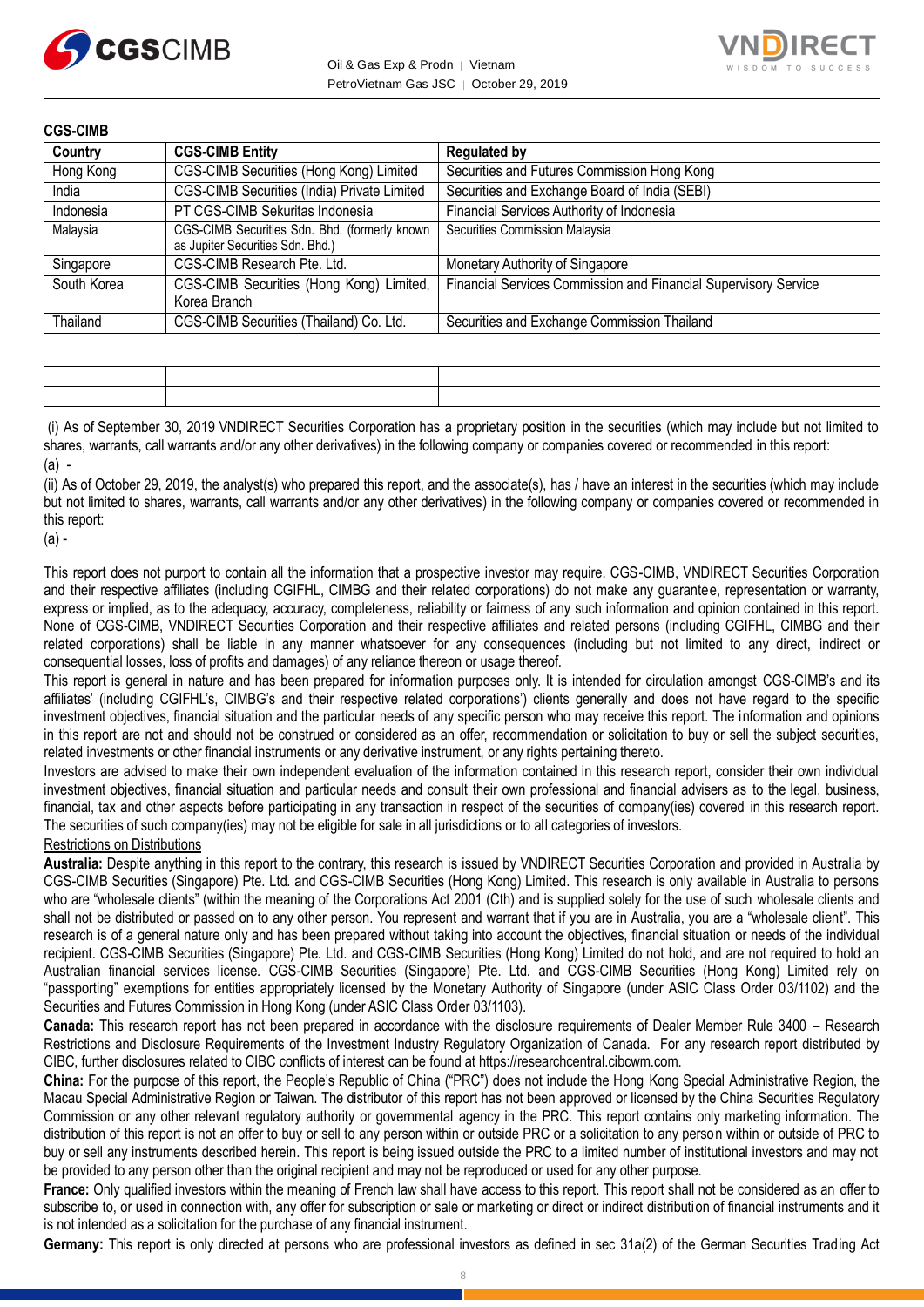**CGS-CIMB**

| Country | CGS-CIMB Entity | Regulated by |
| --- | --- | --- |
| Hong Kong | CGS-CIMB Securities (Hong Kong) Limited | Securities and Futures Commission Hong Kong |
| India | CGS-CIMB Securities (India) Private Limited | Securities and Exchange Board of India (SEBI) |
| Indonesia | PT CGS-CIMB Sekuritas Indonesia | Financial Services Authority of Indonesia |
| Malaysia | CGS-CIMB Securities Sdn. Bhd. (formerly known as Jupiter Securities Sdn. Bhd.) | Securities Commission Malaysia |
| Singapore | CGS-CIMB Research Pte. Ltd. | Monetary Authority of Singapore |
| South Korea | CGS-CIMB Securities (Hong Kong) Limited, Korea Branch | Financial Services Commission and Financial Supervisory Service |
| Thailand | CGS-CIMB Securities (Thailand) Co. Ltd. | Securities and Exchange Commission Thailand |

| | | |
| --- | --- | --- |
| | | |

(i) As of September 30, 2019 VNDIRECT Securities Corporation has a proprietary position in the securities (which may include but not limited to shares, warrants, call warrants and/or any other derivatives) in the following company or companies covered or recommended in this report:

(a) -

(ii) As of October 29, 2019, the analyst(s) who prepared this report, and the associate(s), has / have an interest in the securities (which may include but not limited to shares, warrants, call warrants and/or any other derivatives) in the following company or companies covered or recommended in this report:

(a) -

This report does not purport to contain all the information that a prospective investor may require. CGS-CIMB, VNDIRECT Securities Corporation and their respective affiliates (including CGIFHL, CIMBG and their related corporations) do not make any guarantee, representation or warranty, express or implied, as to the adequacy, accuracy, completeness, reliability or fairness of any such information and opinion contained in this report. None of CGS-CIMB, VNDIRECT Securities Corporation and their respective affiliates and related persons (including CGIFHL, CIMBG and their related corporations) shall be liable in any manner whatsoever for any consequences (including but not limited to any direct, indirect or consequential losses, loss of profits and damages) of any reliance thereon or usage thereof.

This report is general in nature and has been prepared for information purposes only. It is intended for circulation amongst CGS-CIMB's and its affiliates' (including CGIFHL's, CIMBG's and their respective related corporations') clients generally and does not have regard to the specific investment objectives, financial situation and the particular needs of any specific person who may receive this report. The information and opinions in this report are not and should not be construed or considered as an offer, recommendation or solicitation to buy or sell the subject securities, related investments or other financial instruments or any derivative instrument, or any rights pertaining thereto.

Investors are advised to make their own independent evaluation of the information contained in this research report, consider their own individual investment objectives, financial situation and particular needs and consult their own professional and financial advisers as to the legal, business, financial, tax and other aspects before participating in any transaction in respect of the securities of company(ies) covered in this research report. The securities of such company(ies) may not be eligible for sale in all jurisdictions or to all categories of investors.

Restrictions on Distributions

**Australia:** Despite anything in this report to the contrary, this research is issued by VNDIRECT Securities Corporation and provided in Australia by CGS-CIMB Securities (Singapore) Pte. Ltd. and CGS-CIMB Securities (Hong Kong) Limited. This research is only available in Australia to persons who are "wholesale clients" (within the meaning of the Corporations Act 2001 (Cth) and is supplied solely for the use of such wholesale clients and shall not be distributed or passed on to any other person. You represent and warrant that if you are in Australia, you are a "wholesale client". This research is of a general nature only and has been prepared without taking into account the objectives, financial situation or needs of the individual recipient. CGS-CIMB Securities (Singapore) Pte. Ltd. and CGS-CIMB Securities (Hong Kong) Limited do not hold, and are not required to hold an Australian financial services license. CGS-CIMB Securities (Singapore) Pte. Ltd. and CGS-CIMB Securities (Hong Kong) Limited rely on "passporting" exemptions for entities appropriately licensed by the Monetary Authority of Singapore (under ASIC Class Order 03/1102) and the Securities and Futures Commission in Hong Kong (under ASIC Class Order 03/1103).

**Canada:** This research report has not been prepared in accordance with the disclosure requirements of Dealer Member Rule 3400 – Research Restrictions and Disclosure Requirements of the Investment Industry Regulatory Organization of Canada. For any research report distributed by CIBC, further disclosures related to CIBC conflicts of interest can be found at https://researchcentral.cibcwm.com.

**China:** For the purpose of this report, the People's Republic of China ("PRC") does not include the Hong Kong Special Administrative Region, the Macau Special Administrative Region or Taiwan. The distributor of this report has not been approved or licensed by the China Securities Regulatory Commission or any other relevant regulatory authority or governmental agency in the PRC. This report contains only marketing information. The distribution of this report is not an offer to buy or sell to any person within or outside PRC or a solicitation to any person within or outside of PRC to buy or sell any instruments described herein. This report is being issued outside the PRC to a limited number of institutional investors and may not be provided to any person other than the original recipient and may not be reproduced or used for any other purpose.

**France:** Only qualified investors within the meaning of French law shall have access to this report. This report shall not be considered as an offer to subscribe to, or used in connection with, any offer for subscription or sale or marketing or direct or indirect distribution of financial instruments and it is not intended as a solicitation for the purchase of any financial instrument.

**Germany:** This report is only directed at persons who are professional investors as defined in sec 31a(2) of the German Securities Trading Act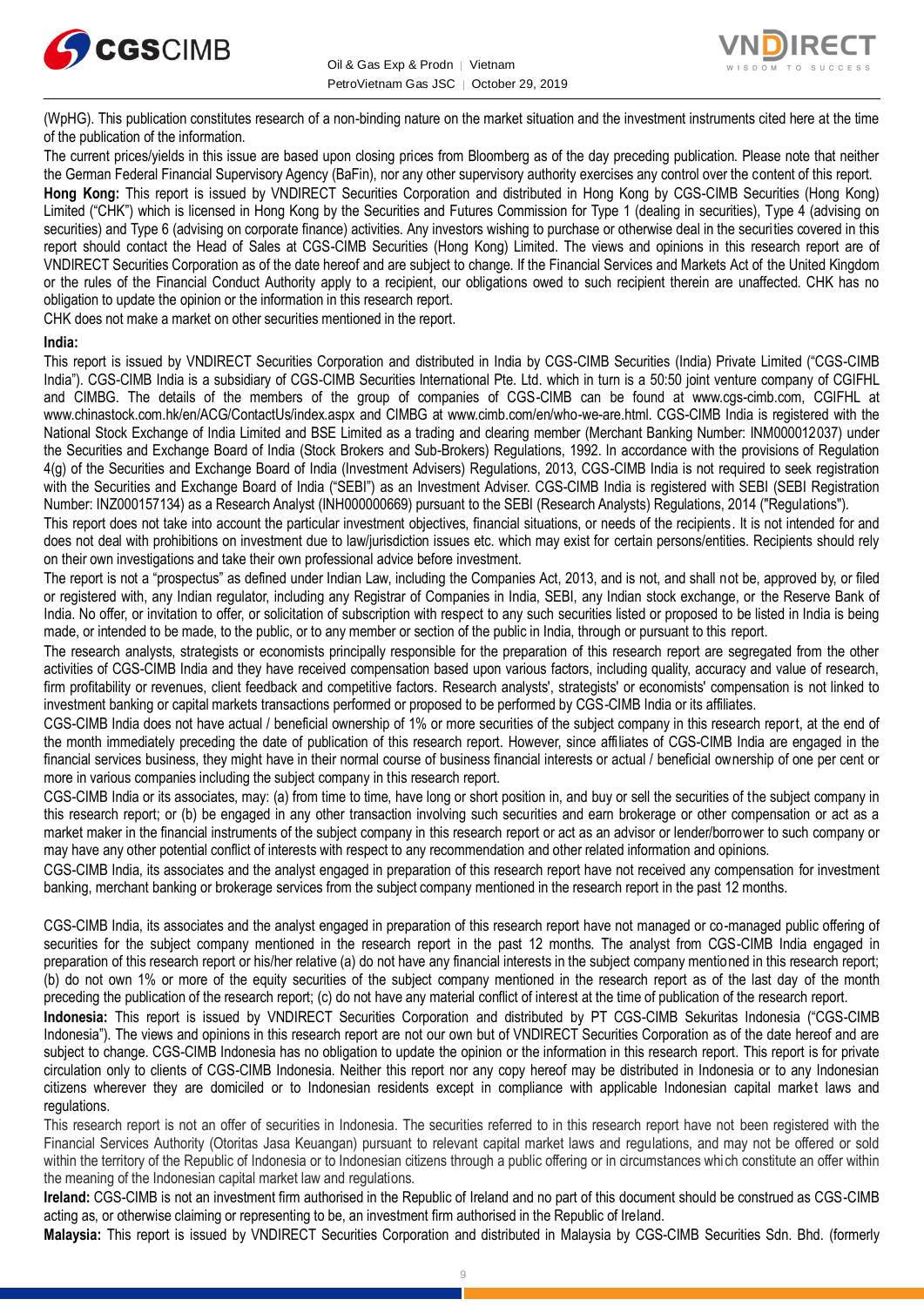(WpHG). This publication constitutes research of a non-binding nature on the market situation and the investment instruments cited here at the time of the publication of the information.

The current prices/yields in this issue are based upon closing prices from Bloomberg as of the day preceding publication. Please note that neither the German Federal Financial Supervisory Agency (BaFin), nor any other supervisory authority exercises any control over the content of this report.

**Hong Kong:** This report is issued by VNDIRECT Securities Corporation and distributed in Hong Kong by CGS-CIMB Securities (Hong Kong) Limited ("CHK") which is licensed in Hong Kong by the Securities and Futures Commission for Type 1 (dealing in securities), Type 4 (advising on securities) and Type 6 (advising on corporate finance) activities. Any investors wishing to purchase or otherwise deal in the securities covered in this report should contact the Head of Sales at CGS-CIMB Securities (Hong Kong) Limited. The views and opinions in this research report are of VNDIRECT Securities Corporation as of the date hereof and are subject to change. If the Financial Services and Markets Act of the United Kingdom or the rules of the Financial Conduct Authority apply to a recipient, our obligations owed to such recipient therein are unaffected. CHK has no obligation to update the opinion or the information in this research report.

CHK does not make a market on other securities mentioned in the report.

**India:**

This report is issued by VNDIRECT Securities Corporation and distributed in India by CGS-CIMB Securities (India) Private Limited ("CGS-CIMB India"). CGS-CIMB India is a subsidiary of CGS-CIMB Securities International Pte. Ltd. which in turn is a 50:50 joint venture company of CGIFHL and CIMBG. The details of the members of the group of companies of CGS-CIMB can be found at www.cgs-cimb.com, CGIFHL at www.chinastock.com.hk/en/ACG/ContactUs/index.aspx and CIMBG at www.cimb.com/en/who-we-are.html. CGS-CIMB India is registered with the National Stock Exchange of India Limited and BSE Limited as a trading and clearing member (Merchant Banking Number: INM000012037) under the Securities and Exchange Board of India (Stock Brokers and Sub-Brokers) Regulations, 1992. In accordance with the provisions of Regulation 4(g) of the Securities and Exchange Board of India (Investment Advisers) Regulations, 2013, CGS-CIMB India is not required to seek registration with the Securities and Exchange Board of India ("SEBI") as an Investment Adviser. CGS-CIMB India is registered with SEBI (SEBI Registration Number: INZ000157134) as a Research Analyst (INH000000669) pursuant to the SEBI (Research Analysts) Regulations, 2014 ("Regulations").

This report does not take into account the particular investment objectives, financial situations, or needs of the recipients. It is not intended for and does not deal with prohibitions on investment due to law/jurisdiction issues etc. which may exist for certain persons/entities. Recipients should rely on their own investigations and take their own professional advice before investment.

The report is not a "prospectus" as defined under Indian Law, including the Companies Act, 2013, and is not, and shall not be, approved by, or filed or registered with, any Indian regulator, including any Registrar of Companies in India, SEBI, any Indian stock exchange, or the Reserve Bank of India. No offer, or invitation to offer, or solicitation of subscription with respect to any such securities listed or proposed to be listed in India is being made, or intended to be made, to the public, or to any member or section of the public in India, through or pursuant to this report.

The research analysts, strategists or economists principally responsible for the preparation of this research report are segregated from the other activities of CGS-CIMB India and they have received compensation based upon various factors, including quality, accuracy and value of research, firm profitability or revenues, client feedback and competitive factors. Research analysts', strategists' or economists' compensation is not linked to investment banking or capital markets transactions performed or proposed to be performed by CGS-CIMB India or its affiliates.

CGS-CIMB India does not have actual / beneficial ownership of 1% or more securities of the subject company in this research report, at the end of the month immediately preceding the date of publication of this research report. However, since affiliates of CGS-CIMB India are engaged in the financial services business, they might have in their normal course of business financial interests or actual / beneficial ownership of one per cent or more in various companies including the subject company in this research report.

CGS-CIMB India or its associates, may: (a) from time to time, have long or short position in, and buy or sell the securities of the subject company in this research report; or (b) be engaged in any other transaction involving such securities and earn brokerage or other compensation or act as a market maker in the financial instruments of the subject company in this research report or act as an advisor or lender/borrower to such company or may have any other potential conflict of interests with respect to any recommendation and other related information and opinions.

CGS-CIMB India, its associates and the analyst engaged in preparation of this research report have not received any compensation for investment banking, merchant banking or brokerage services from the subject company mentioned in the research report in the past 12 months.

CGS-CIMB India, its associates and the analyst engaged in preparation of this research report have not managed or co-managed public offering of securities for the subject company mentioned in the research report in the past 12 months. The analyst from CGS-CIMB India engaged in preparation of this research report or his/her relative (a) do not have any financial interests in the subject company mentioned in this research report; (b) do not own 1% or more of the equity securities of the subject company mentioned in the research report as of the last day of the month preceding the publication of the research report; (c) do not have any material conflict of interest at the time of publication of the research report.

**Indonesia:** This report is issued by VNDIRECT Securities Corporation and distributed by PT CGS-CIMB Sekuritas Indonesia ("CGS-CIMB Indonesia"). The views and opinions in this research report are not our own but of VNDIRECT Securities Corporation as of the date hereof and are subject to change. CGS-CIMB Indonesia has no obligation to update the opinion or the information in this research report. This report is for private circulation only to clients of CGS-CIMB Indonesia. Neither this report nor any copy hereof may be distributed in Indonesia or to any Indonesian citizens wherever they are domiciled or to Indonesian residents except in compliance with applicable Indonesian capital market laws and regulations.

This research report is not an offer of securities in Indonesia. The securities referred to in this research report have not been registered with the Financial Services Authority (Otoritas Jasa Keuangan) pursuant to relevant capital market laws and regulations, and may not be offered or sold within the territory of the Republic of Indonesia or to Indonesian citizens through a public offering or in circumstances which constitute an offer within the meaning of the Indonesian capital market law and regulations.

**Ireland:** CGS-CIMB is not an investment firm authorised in the Republic of Ireland and no part of this document should be construed as CGS-CIMB acting as, or otherwise claiming or representing to be, an investment firm authorised in the Republic of Ireland.

**Malaysia:** This report is issued by VNDIRECT Securities Corporation and distributed in Malaysia by CGS-CIMB Securities Sdn. Bhd. (formerly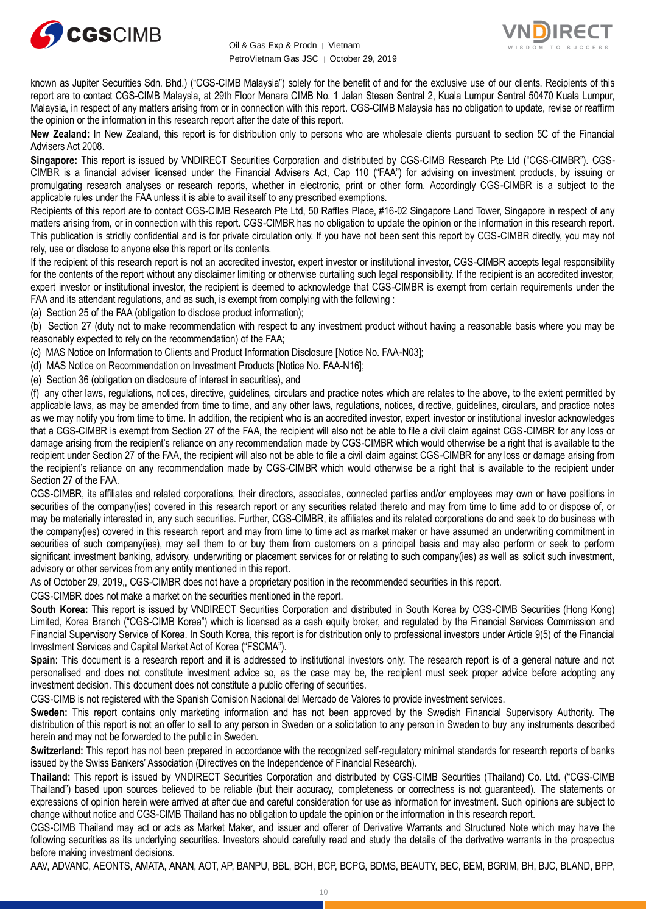known as Jupiter Securities Sdn. Bhd.) ("CGS-CIMB Malaysia") solely for the benefit of and for the exclusive use of our clients. Recipients of this report are to contact CGS-CIMB Malaysia, at 29th Floor Menara CIMB No. 1 Jalan Stesen Sentral 2, Kuala Lumpur Sentral 50470 Kuala Lumpur, Malaysia, in respect of any matters arising from or in connection with this report. CGS-CIMB Malaysia has no obligation to update, revise or reaffirm the opinion or the information in this research report after the date of this report.

**New Zealand:** In New Zealand, this report is for distribution only to persons who are wholesale clients pursuant to section 5C of the Financial Advisers Act 2008.

**Singapore:** This report is issued by VNDIRECT Securities Corporation and distributed by CGS-CIMB Research Pte Ltd ("CGS-CIMBR"). CGS-CIMBR is a financial adviser licensed under the Financial Advisers Act, Cap 110 ("FAA") for advising on investment products, by issuing or promulgating research analyses or research reports, whether in electronic, print or other form. Accordingly CGS-CIMBR is a subject to the applicable rules under the FAA unless it is able to avail itself to any prescribed exemptions.

Recipients of this report are to contact CGS-CIMB Research Pte Ltd, 50 Raffles Place, #16-02 Singapore Land Tower, Singapore in respect of any matters arising from, or in connection with this report. CGS-CIMBR has no obligation to update the opinion or the information in this research report. This publication is strictly confidential and is for private circulation only. If you have not been sent this report by CGS-CIMBR directly, you may not rely, use or disclose to anyone else this report or its contents.

If the recipient of this research report is not an accredited investor, expert investor or institutional investor, CGS-CIMBR accepts legal responsibility for the contents of the report without any disclaimer limiting or otherwise curtailing such legal responsibility. If the recipient is an accredited investor, expert investor or institutional investor, the recipient is deemed to acknowledge that CGS-CIMBR is exempt from certain requirements under the FAA and its attendant regulations, and as such, is exempt from complying with the following :

(a) Section 25 of the FAA (obligation to disclose product information);

(b) Section 27 (duty not to make recommendation with respect to any investment product without having a reasonable basis where you may be reasonably expected to rely on the recommendation) of the FAA;

(c) MAS Notice on Information to Clients and Product Information Disclosure [Notice No. FAA-N03];

(d) MAS Notice on Recommendation on Investment Products [Notice No. FAA-N16];

(e) Section 36 (obligation on disclosure of interest in securities), and

(f) any other laws, regulations, notices, directive, guidelines, circulars and practice notes which are relates to the above, to the extent permitted by applicable laws, as may be amended from time to time, and any other laws, regulations, notices, directive, guidelines, circulars, and practice notes as we may notify you from time to time. In addition, the recipient who is an accredited investor, expert investor or institutional investor acknowledges that a CGS-CIMBR is exempt from Section 27 of the FAA, the recipient will also not be able to file a civil claim against CGS-CIMBR for any loss or damage arising from the recipient's reliance on any recommendation made by CGS-CIMBR which would otherwise be a right that is available to the recipient under Section 27 of the FAA, the recipient will also not be able to file a civil claim against CGS-CIMBR for any loss or damage arising from the recipient's reliance on any recommendation made by CGS-CIMBR which would otherwise be a right that is available to the recipient under Section 27 of the FAA.

CGS-CIMBR, its affiliates and related corporations, their directors, associates, connected parties and/or employees may own or have positions in securities of the company(ies) covered in this research report or any securities related thereto and may from time to time add to or dispose of, or may be materially interested in, any such securities. Further, CGS-CIMBR, its affiliates and its related corporations do and seek to do business with the company(ies) covered in this research report and may from time to time act as market maker or have assumed an underwriting commitment in securities of such company(ies), may sell them to or buy them from customers on a principal basis and may also perform or seek to perform significant investment banking, advisory, underwriting or placement services for or relating to such company(ies) as well as solicit such investment, advisory or other services from any entity mentioned in this report.

As of October 29, 2019,, CGS-CIMBR does not have a proprietary position in the recommended securities in this report.

CGS-CIMBR does not make a market on the securities mentioned in the report.

**South Korea:** This report is issued by VNDIRECT Securities Corporation and distributed in South Korea by CGS-CIMB Securities (Hong Kong) Limited, Korea Branch ("CGS-CIMB Korea") which is licensed as a cash equity broker, and regulated by the Financial Services Commission and Financial Supervisory Service of Korea. In South Korea, this report is for distribution only to professional investors under Article 9(5) of the Financial Investment Services and Capital Market Act of Korea ("FSCMA").

**Spain:** This document is a research report and it is addressed to institutional investors only. The research report is of a general nature and not personalised and does not constitute investment advice so, as the case may be, the recipient must seek proper advice before adopting any investment decision. This document does not constitute a public offering of securities.

CGS-CIMB is not registered with the Spanish Comision Nacional del Mercado de Valores to provide investment services.

**Sweden:** This report contains only marketing information and has not been approved by the Swedish Financial Supervisory Authority. The distribution of this report is not an offer to sell to any person in Sweden or a solicitation to any person in Sweden to buy any instruments described herein and may not be forwarded to the public in Sweden.

**Switzerland:** This report has not been prepared in accordance with the recognized self-regulatory minimal standards for research reports of banks issued by the Swiss Bankers' Association (Directives on the Independence of Financial Research).

**Thailand:** This report is issued by VNDIRECT Securities Corporation and distributed by CGS-CIMB Securities (Thailand) Co. Ltd. ("CGS-CIMB Thailand") based upon sources believed to be reliable (but their accuracy, completeness or correctness is not guaranteed). The statements or expressions of opinion herein were arrived at after due and careful consideration for use as information for investment. Such opinions are subject to change without notice and CGS-CIMB Thailand has no obligation to update the opinion or the information in this research report.

CGS-CIMB Thailand may act or acts as Market Maker, and issuer and offerer of Derivative Warrants and Structured Note which may have the following securities as its underlying securities. Investors should carefully read and study the details of the derivative warrants in the prospectus before making investment decisions.

AAV, ADVANC, AEONTS, AMATA, ANAN, AOT, AP, BANPU, BBL, BCH, BCP, BCPG, BDMS, BEAUTY, BEC, BEM, BGRIM, BH, BJC, BLAND, BPP,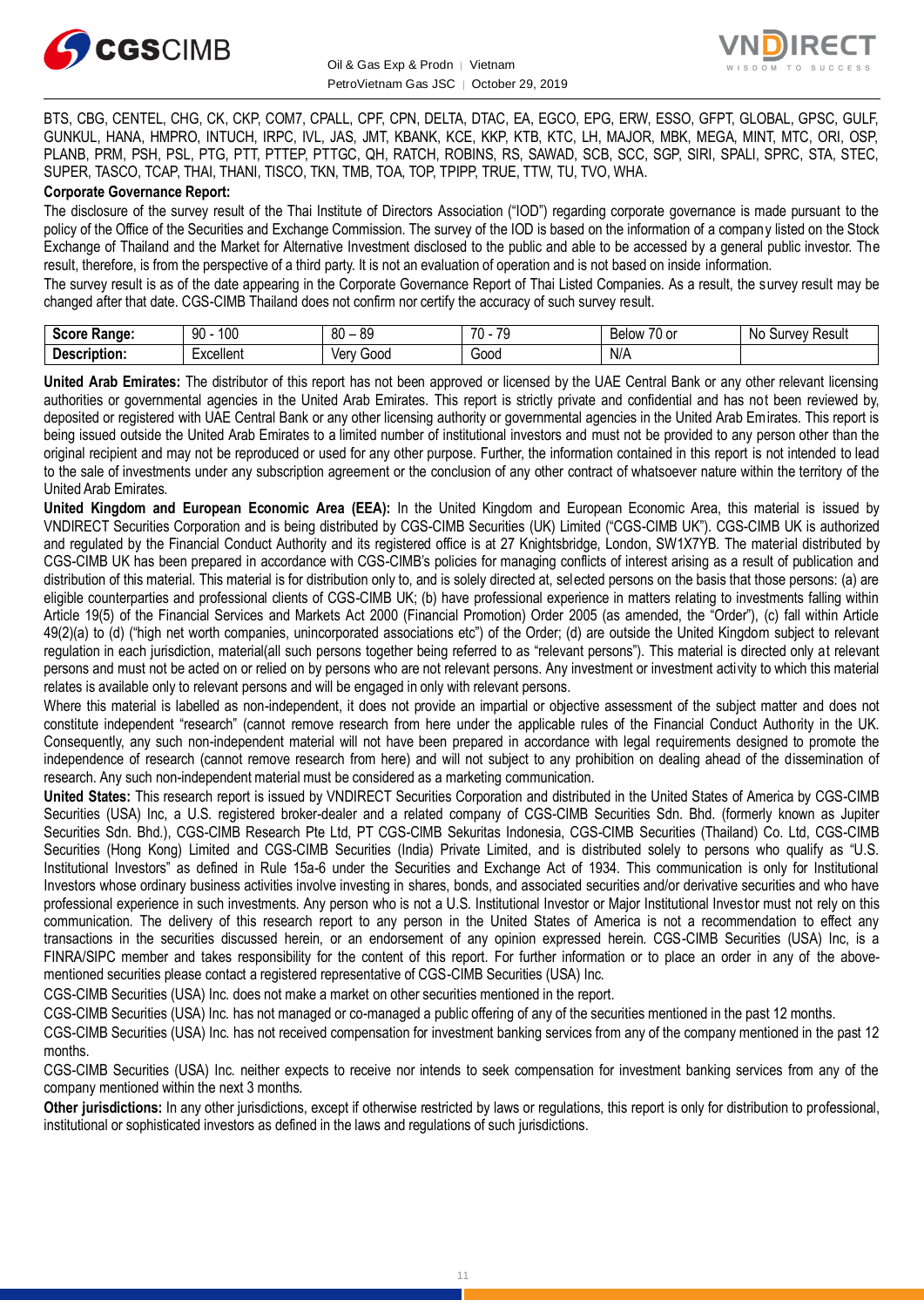BTS, CBG, CENTEL, CHG, CK, CKP, COM7, CPALL, CPF, CPN, DELTA, DTAC, EA, EGCO, EPG, ERW, ESSO, GFPT, GLOBAL, GPSC, GULF, GUNKUL, HANA, HMPRO, INTUCH, IRPC, IVL, JAS, JMT, KBANK, KCE, KKP, KTB, KTC, LH, MAJOR, MBK, MEGA, MINT, MTC, ORI, OSP, PLANB, PRM, PSH, PSL, PTG, PTT, PTTEP, PTTGC, QH, RATCH, ROBINS, RS, SAWAD, SCB, SCC, SGP, SIRI, SPALI, SPRC, STA, STEC, SUPER, TASCO, TCAP, THAI, THANI, TISCO, TKN, TMB, TOA, TOP, TPIPP, TRUE, TTW, TU, TVO, WHA.

**Corporate Governance Report:**

The disclosure of the survey result of the Thai Institute of Directors Association ("IOD") regarding corporate governance is made pursuant to the policy of the Office of the Securities and Exchange Commission. The survey of the IOD is based on the information of a company listed on the Stock Exchange of Thailand and the Market for Alternative Investment disclosed to the public and able to be accessed by a general public investor. The result, therefore, is from the perspective of a third party. It is not an evaluation of operation and is not based on inside information.

The survey result is as of the date appearing in the Corporate Governance Report of Thai Listed Companies. As a result, the survey result may be changed after that date. CGS-CIMB Thailand does not confirm nor certify the accuracy of such survey result.

| **Score Range:** | 90 - 100 | 80 – 89 | 70 - 79 | Below 70 or | No Survey Result |
|---|---|---|---|---|---|
| **Description:** | Excellent | Very Good | Good | N/A | |

**United Arab Emirates:** The distributor of this report has not been approved or licensed by the UAE Central Bank or any other relevant licensing authorities or governmental agencies in the United Arab Emirates. This report is strictly private and confidential and has not been reviewed by, deposited or registered with UAE Central Bank or any other licensing authority or governmental agencies in the United Arab Emirates. This report is being issued outside the United Arab Emirates to a limited number of institutional investors and must not be provided to any person other than the original recipient and may not be reproduced or used for any other purpose. Further, the information contained in this report is not intended to lead to the sale of investments under any subscription agreement or the conclusion of any other contract of whatsoever nature within the territory of the United Arab Emirates.

**United Kingdom and European Economic Area (EEA):** In the United Kingdom and European Economic Area, this material is issued by VNDIRECT Securities Corporation and is being distributed by CGS-CIMB Securities (UK) Limited ("CGS-CIMB UK"). CGS-CIMB UK is authorized and regulated by the Financial Conduct Authority and its registered office is at 27 Knightsbridge, London, SW1X7YB. The material distributed by CGS-CIMB UK has been prepared in accordance with CGS-CIMB's policies for managing conflicts of interest arising as a result of publication and distribution of this material. This material is for distribution only to, and is solely directed at, selected persons on the basis that those persons: (a) are eligible counterparties and professional clients of CGS-CIMB UK; (b) have professional experience in matters relating to investments falling within Article 19(5) of the Financial Services and Markets Act 2000 (Financial Promotion) Order 2005 (as amended, the "Order"), (c) fall within Article 49(2)(a) to (d) ("high net worth companies, unincorporated associations etc") of the Order; (d) are outside the United Kingdom subject to relevant regulation in each jurisdiction, material(all such persons together being referred to as "relevant persons"). This material is directed only at relevant persons and must not be acted on or relied on by persons who are not relevant persons. Any investment or investment activity to which this material relates is available only to relevant persons and will be engaged in only with relevant persons.

Where this material is labelled as non-independent, it does not provide an impartial or objective assessment of the subject matter and does not constitute independent "research" (cannot remove research from here under the applicable rules of the Financial Conduct Authority in the UK. Consequently, any such non-independent material will not have been prepared in accordance with legal requirements designed to promote the independence of research (cannot remove research from here) and will not subject to any prohibition on dealing ahead of the dissemination of research. Any such non-independent material must be considered as a marketing communication.

**United States:** This research report is issued by VNDIRECT Securities Corporation and distributed in the United States of America by CGS-CIMB Securities (USA) Inc, a U.S. registered broker-dealer and a related company of CGS-CIMB Securities Sdn. Bhd. (formerly known as Jupiter Securities Sdn. Bhd.), CGS-CIMB Research Pte Ltd, PT CGS-CIMB Sekuritas Indonesia, CGS-CIMB Securities (Thailand) Co. Ltd, CGS-CIMB Securities (Hong Kong) Limited and CGS-CIMB Securities (India) Private Limited, and is distributed solely to persons who qualify as "U.S. Institutional Investors" as defined in Rule 15a-6 under the Securities and Exchange Act of 1934. This communication is only for Institutional Investors whose ordinary business activities involve investing in shares, bonds, and associated securities and/or derivative securities and who have professional experience in such investments. Any person who is not a U.S. Institutional Investor or Major Institutional Investor must not rely on this communication. The delivery of this research report to any person in the United States of America is not a recommendation to effect any transactions in the securities discussed herein, or an endorsement of any opinion expressed herein. CGS-CIMB Securities (USA) Inc, is a FINRA/SIPC member and takes responsibility for the content of this report. For further information or to place an order in any of the above-mentioned securities please contact a registered representative of CGS-CIMB Securities (USA) Inc.

CGS-CIMB Securities (USA) Inc. does not make a market on other securities mentioned in the report.

CGS-CIMB Securities (USA) Inc. has not managed or co-managed a public offering of any of the securities mentioned in the past 12 months.

CGS-CIMB Securities (USA) Inc. has not received compensation for investment banking services from any of the company mentioned in the past 12 months.

CGS-CIMB Securities (USA) Inc. neither expects to receive nor intends to seek compensation for investment banking services from any of the company mentioned within the next 3 months.

**Other jurisdictions:** In any other jurisdictions, except if otherwise restricted by laws or regulations, this report is only for distribution to professional, institutional or sophisticated investors as defined in the laws and regulations of such jurisdictions.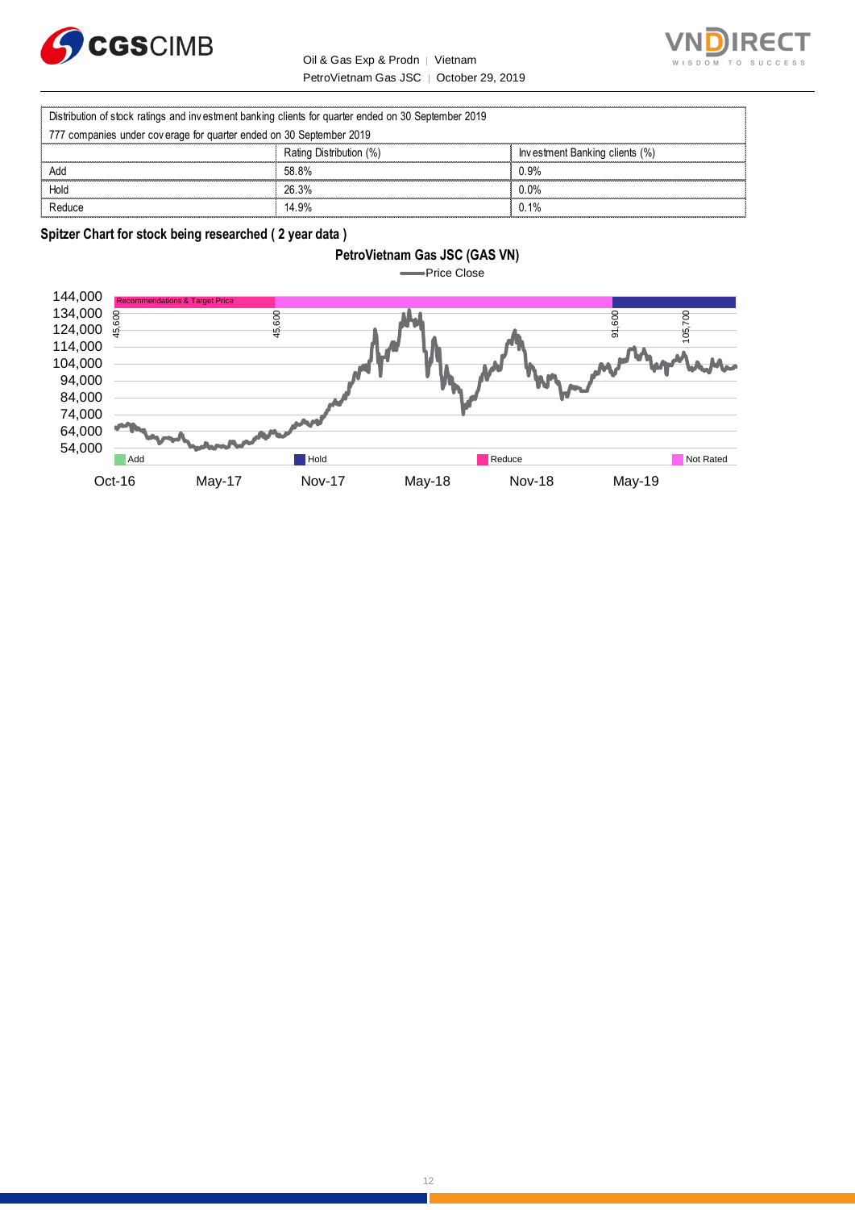| Distribution of stock ratings and investment banking clients for quarter ended on 30 September 2019 | | |
|---|---|---|
| 777 companies under coverage for quarter ended on 30 September 2019 | | |
| | Rating Distribution (%) | Investment Banking clients (%) |
| Add | 58.8% | 0.9% |
| Hold | 26.3% | 0.0% |
| Reduce | 14.9% | 0.1% |

**Spitzer Chart for stock being researched ( 2 year data )**

**PetroVietnam Gas JSC (GAS VN)**

Price Close

Recommendations & Target Price

45,600 | 45,600 | 91,600 | 105,700

144,000 | 134,000 | 124,000 | 114,000 | 104,000 | 94,000 | 84,000 | 74,000 | 64,000 | 54,000

Add | Hold | Reduce | Not Rated

Oct-16 | May-17 | Nov-17 | May-18 | Nov-18 | May-19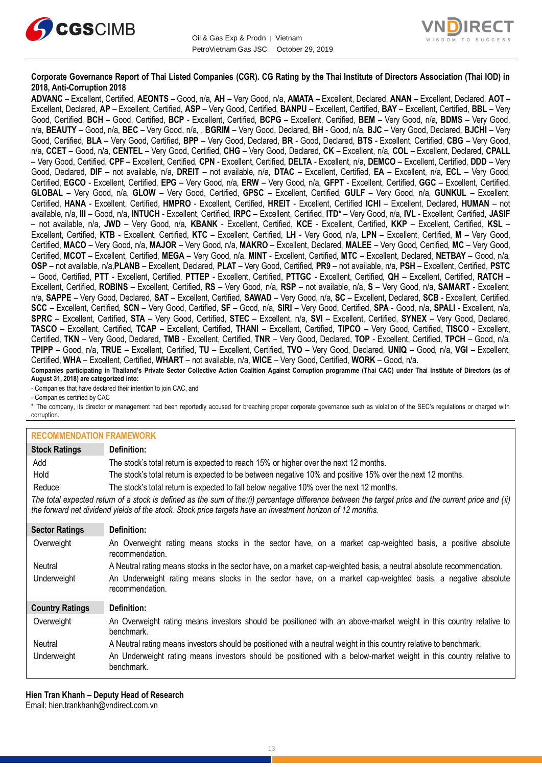**Corporate Governance Report of Thai Listed Companies (CGR). CG Rating by the Thai Institute of Directors Association (Thai IOD) in 2018, Anti-Corruption 2018**

**ADVANC** – Excellent, Certified, **AEONTS** – Good, n/a, **AH** – Very Good, n/a, **AMATA** – Excellent, Declared, **ANAN** – Excellent, Declared, **AOT** – Excellent, Declared, **AP** – Excellent, Certified, **ASP** – Very Good, Certified, **BANPU** – Excellent, Certified, **BAY** – Excellent, Certified, **BBL** – Very Good, Certified, **BCH** – Good, Certified, **BCP** - Excellent, Certified, **BCPG** – Excellent, Certified, **BEM** – Very Good, n/a, **BDMS** – Very Good, n/a, **BEAUTY** – Good, n/a, **BEC** – Very Good, n/a, , **BGRIM** – Very Good, Declared, **BH** - Good, n/a, **BJC** – Very Good, Declared, **BJCHI** – Very Good, Certified, **BLA** – Very Good, Certified, **BPP** – Very Good, Declared, **BR** - Good, Declared, **BTS** - Excellent, Certified, **CBG** – Very Good, n/a, **CCET** – Good, n/a, **CENTEL** – Very Good, Certified, **CHG** – Very Good, Declared, **CK** – Excellent, n/a, **COL** – Excellent, Declared, **CPALL** – Very Good, Certified, **CPF** – Excellent, Certified, **CPN** - Excellent, Certified, **DELTA** - Excellent, n/a, **DEMCO** – Excellent, Certified, **DDD** – Very Good, Declared, **DIF** – not available, n/a, **DREIT** – not available, n/a, **DTAC** – Excellent, Certified, **EA** – Excellent, n/a, **ECL** – Very Good, Certified, **EGCO** - Excellent, Certified, **EPG** – Very Good, n/a, **ERW** – Very Good, n/a, **GFPT** - Excellent, Certified, **GGC** – Excellent, Certified, **GLOBAL** – Very Good, n/a, **GLOW** – Very Good, Certified, **GPSC** – Excellent, Certified, **GULF** – Very Good, n/a, **GUNKUL** – Excellent, Certified, **HANA** - Excellent, Certified, **HMPRO** - Excellent, Certified, **HREIT** - Excellent, Certified **ICHI** – Excellent, Declared, **HUMAN** – not available, n/a, **III** – Good, n/a, **INTUCH** - Excellent, Certified, **IRPC** – Excellent, Certified, **ITD*** – Very Good, n/a, **IVL** - Excellent, Certified, **JASIF** – not available, n/a, **JWD** – Very Good, n/a, **KBANK** - Excellent, Certified, **KCE** - Excellent, Certified, **KKP** – Excellent, Certified, **KSL** – Excellent, Certified, **KTB** - Excellent, Certified, **KTC** – Excellent, Certified, **LH** - Very Good, n/a, **LPN** – Excellent, Certified, **M** – Very Good, Certified, **MACO** – Very Good, n/a, **MAJOR** – Very Good, n/a, **MAKRO** – Excellent, Declared, **MALEE** – Very Good, Certified, **MC** – Very Good, Certified, **MCOT** – Excellent, Certified, **MEGA** – Very Good, n/a, **MINT** - Excellent, Certified, **MTC** – Excellent, Declared, **NETBAY** – Good, n/a, **OSP** – not available, n/a,**PLANB** – Excellent, Declared, **PLAT** – Very Good, Certified, **PR9** – not available, n/a, **PSH** – Excellent, Certified, **PSTC** – Good, Certified, **PTT** - Excellent, Certified, **PTTEP** - Excellent, Certified, **PTTGC** - Excellent, Certified, **QH** – Excellent, Certified, **RATCH** – Excellent, Certified, **ROBINS** – Excellent, Certified, **RS** – Very Good, n/a, **RSP** – not available, n/a, **S** – Very Good, n/a, **SAMART** - Excellent, n/a, **SAPPE** – Very Good, Declared, **SAT** – Excellent, Certified, **SAWAD** – Very Good, n/a, **SC** – Excellent, Declared, **SCB** - Excellent, Certified, **SCC** – Excellent, Certified, **SCN** – Very Good, Certified, **SF** – Good, n/a, **SIRI** – Very Good, Certified, **SPA** - Good, n/a, **SPALI** - Excellent, n/a, **SPRC** – Excellent, Certified, **STA** – Very Good, Certified, **STEC** – Excellent, n/a, **SVI** – Excellent, Certified, **SYNEX** – Very Good, Declared, **TASCO** – Excellent, Certified, **TCAP** – Excellent, Certified, **THANI** – Excellent, Certified, **TIPCO** – Very Good, Certified, **TISCO** - Excellent, Certified, **TKN** – Very Good, Declared, **TMB** - Excellent, Certified, **TNR** – Very Good, Declared, **TOP** - Excellent, Certified, **TPCH** – Good, n/a, **TPIPP** – Good, n/a, **TRUE** – Excellent, Certified, **TU** – Excellent, Certified, **TVO** – Very Good, Declared, **UNIQ** – Good, n/a, **VGI** – Excellent, Certified, **WHA** – Excellent, Certified, **WHART** – not available, n/a, **WICE** – Very Good, Certified, **WORK** – Good, n/a.

**Companies participating in Thailand's Private Sector Collective Action Coalition Against Corruption programme (Thai CAC) under Thai Institute of Directors (as of August 31, 2018) are categorized into:**

- Companies that have declared their intention to join CAC, and
- Companies certified by CAC

* The company, its director or management had been reportedly accused for breaching proper corporate governance such as violation of the SEC's regulations or charged with corruption.

## RECOMMENDATION FRAMEWORK

| Stock Ratings | Definition: |
|---|---|
| Add | The stock's total return is expected to reach 15% or higher over the next 12 months. |
| Hold | The stock's total return is expected to be between negative 10% and positive 15% over the next 12 months. |
| Reduce | The stock's total return is expected to fall below negative 10% over the next 12 months. |

*The total expected return of a stock is defined as the sum of the:(i) percentage difference between the target price and the current price and (ii) the forward net dividend yields of the stock. Stock price targets have an investment horizon of 12 months.*

| Sector Ratings | Definition: |
|---|---|
| Overweight | An Overweight rating means stocks in the sector have, on a market cap-weighted basis, a positive absolute recommendation. |
| Neutral | A Neutral rating means stocks in the sector have, on a market cap-weighted basis, a neutral absolute recommendation. |
| Underweight | An Underweight rating means stocks in the sector have, on a market cap-weighted basis, a negative absolute recommendation. |

| Country Ratings | Definition: |
|---|---|
| Overweight | An Overweight rating means investors should be positioned with an above-market weight in this country relative to benchmark. |
| Neutral | A Neutral rating means investors should be positioned with a neutral weight in this country relative to benchmark. |
| Underweight | An Underweight rating means investors should be positioned with a below-market weight in this country relative to benchmark. |

**Hien Tran Khanh – Deputy Head of Research**
Email: hien.trankhanh@vndirect.com.vn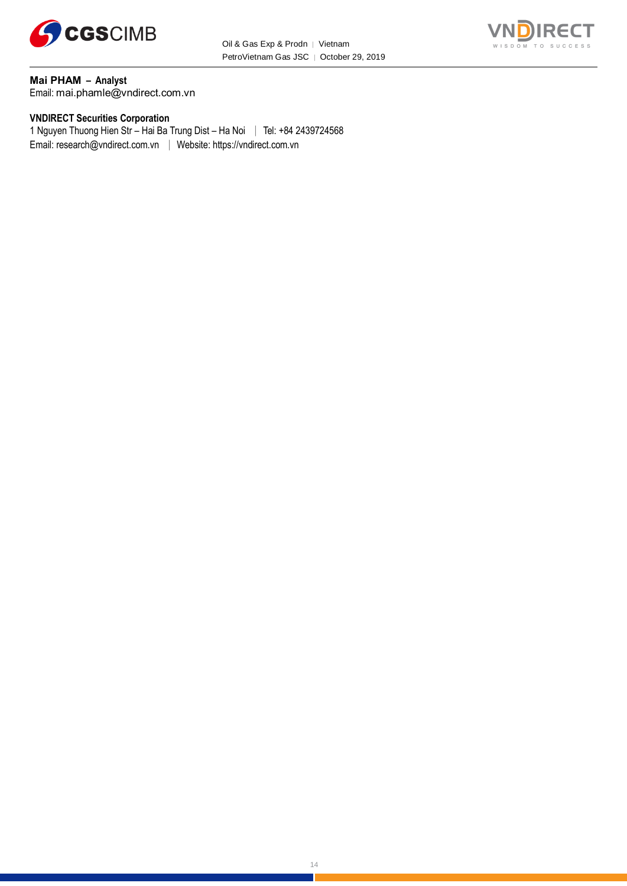**Mai PHAM – Analyst**
Email: mai.phamle@vndirect.com.vn

**VNDIRECT Securities Corporation**
1 Nguyen Thuong Hien Str – Hai Ba Trung Dist – Ha Noi | Tel: +84 2439724568
Email: research@vndirect.com.vn | Website: https://vndirect.com.vn